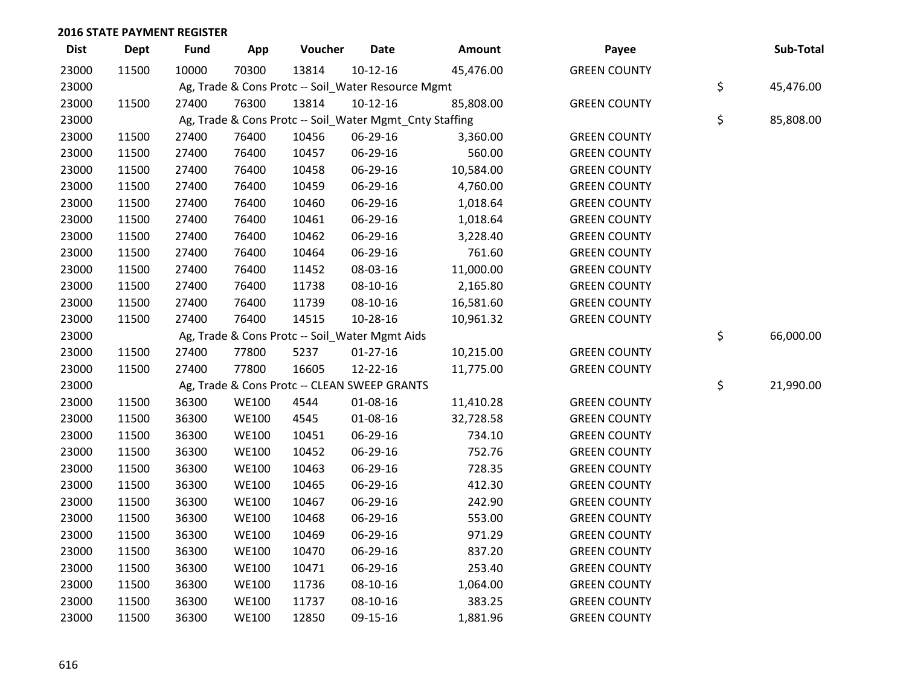**2016 STATE PAYMENT REGISTER**

| Dist | Dept | Fund | App | Voucher | Date | Amount | Payee | Sub-Total |
|---|---|---|---|---|---|---|---|---|
| 23000 | 11500 | 10000 | 70300 | 13814 | 10-12-16 | 45,476.00 | GREEN COUNTY | |
| 23000 | | Ag, Trade & Cons Protc -- Soil_Water Resource Mgmt | | | | | | $ 45,476.00 |
| 23000 | 11500 | 27400 | 76300 | 13814 | 10-12-16 | 85,808.00 | GREEN COUNTY | |
| 23000 | | Ag, Trade & Cons Protc -- Soil_Water Mgmt_Cnty Staffing | | | | | | $ 85,808.00 |
| 23000 | 11500 | 27400 | 76400 | 10456 | 06-29-16 | 3,360.00 | GREEN COUNTY | |
| 23000 | 11500 | 27400 | 76400 | 10457 | 06-29-16 | 560.00 | GREEN COUNTY | |
| 23000 | 11500 | 27400 | 76400 | 10458 | 06-29-16 | 10,584.00 | GREEN COUNTY | |
| 23000 | 11500 | 27400 | 76400 | 10459 | 06-29-16 | 4,760.00 | GREEN COUNTY | |
| 23000 | 11500 | 27400 | 76400 | 10460 | 06-29-16 | 1,018.64 | GREEN COUNTY | |
| 23000 | 11500 | 27400 | 76400 | 10461 | 06-29-16 | 1,018.64 | GREEN COUNTY | |
| 23000 | 11500 | 27400 | 76400 | 10462 | 06-29-16 | 3,228.40 | GREEN COUNTY | |
| 23000 | 11500 | 27400 | 76400 | 10464 | 06-29-16 | 761.60 | GREEN COUNTY | |
| 23000 | 11500 | 27400 | 76400 | 11452 | 08-03-16 | 11,000.00 | GREEN COUNTY | |
| 23000 | 11500 | 27400 | 76400 | 11738 | 08-10-16 | 2,165.80 | GREEN COUNTY | |
| 23000 | 11500 | 27400 | 76400 | 11739 | 08-10-16 | 16,581.60 | GREEN COUNTY | |
| 23000 | 11500 | 27400 | 76400 | 14515 | 10-28-16 | 10,961.32 | GREEN COUNTY | |
| 23000 | | Ag, Trade & Cons Protc -- Soil_Water Mgmt Aids | | | | | | $ 66,000.00 |
| 23000 | 11500 | 27400 | 77800 | 5237 | 01-27-16 | 10,215.00 | GREEN COUNTY | |
| 23000 | 11500 | 27400 | 77800 | 16605 | 12-22-16 | 11,775.00 | GREEN COUNTY | |
| 23000 | | Ag, Trade & Cons Protc -- CLEAN SWEEP GRANTS | | | | | | $ 21,990.00 |
| 23000 | 11500 | 36300 | WE100 | 4544 | 01-08-16 | 11,410.28 | GREEN COUNTY | |
| 23000 | 11500 | 36300 | WE100 | 4545 | 01-08-16 | 32,728.58 | GREEN COUNTY | |
| 23000 | 11500 | 36300 | WE100 | 10451 | 06-29-16 | 734.10 | GREEN COUNTY | |
| 23000 | 11500 | 36300 | WE100 | 10452 | 06-29-16 | 752.76 | GREEN COUNTY | |
| 23000 | 11500 | 36300 | WE100 | 10463 | 06-29-16 | 728.35 | GREEN COUNTY | |
| 23000 | 11500 | 36300 | WE100 | 10465 | 06-29-16 | 412.30 | GREEN COUNTY | |
| 23000 | 11500 | 36300 | WE100 | 10467 | 06-29-16 | 242.90 | GREEN COUNTY | |
| 23000 | 11500 | 36300 | WE100 | 10468 | 06-29-16 | 553.00 | GREEN COUNTY | |
| 23000 | 11500 | 36300 | WE100 | 10469 | 06-29-16 | 971.29 | GREEN COUNTY | |
| 23000 | 11500 | 36300 | WE100 | 10470 | 06-29-16 | 837.20 | GREEN COUNTY | |
| 23000 | 11500 | 36300 | WE100 | 10471 | 06-29-16 | 253.40 | GREEN COUNTY | |
| 23000 | 11500 | 36300 | WE100 | 11736 | 08-10-16 | 1,064.00 | GREEN COUNTY | |
| 23000 | 11500 | 36300 | WE100 | 11737 | 08-10-16 | 383.25 | GREEN COUNTY | |
| 23000 | 11500 | 36300 | WE100 | 12850 | 09-15-16 | 1,881.96 | GREEN COUNTY | |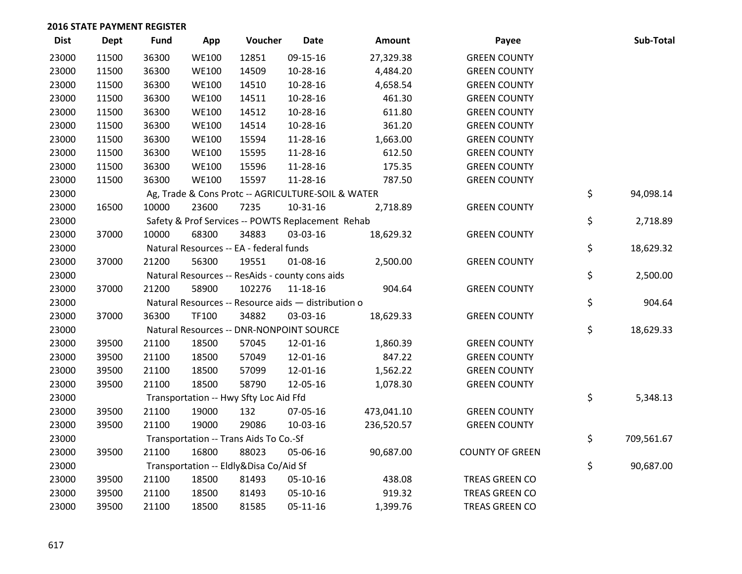## 2016 STATE PAYMENT REGISTER

| Dist | Dept | Fund | App | Voucher | Date | Amount | Payee | Sub-Total |
|---|---|---|---|---|---|---|---|---|
| 23000 | 11500 | 36300 | WE100 | 12851 | 09-15-16 | 27,329.38 | GREEN COUNTY | |
| 23000 | 11500 | 36300 | WE100 | 14509 | 10-28-16 | 4,484.20 | GREEN COUNTY | |
| 23000 | 11500 | 36300 | WE100 | 14510 | 10-28-16 | 4,658.54 | GREEN COUNTY | |
| 23000 | 11500 | 36300 | WE100 | 14511 | 10-28-16 | 461.30 | GREEN COUNTY | |
| 23000 | 11500 | 36300 | WE100 | 14512 | 10-28-16 | 611.80 | GREEN COUNTY | |
| 23000 | 11500 | 36300 | WE100 | 14514 | 10-28-16 | 361.20 | GREEN COUNTY | |
| 23000 | 11500 | 36300 | WE100 | 15594 | 11-28-16 | 1,663.00 | GREEN COUNTY | |
| 23000 | 11500 | 36300 | WE100 | 15595 | 11-28-16 | 612.50 | GREEN COUNTY | |
| 23000 | 11500 | 36300 | WE100 | 15596 | 11-28-16 | 175.35 | GREEN COUNTY | |
| 23000 | 11500 | 36300 | WE100 | 15597 | 11-28-16 | 787.50 | GREEN COUNTY | |
| 23000 | | Ag, Trade & Cons Protc -- AGRICULTURE-SOIL & WATER | | | | | | $ 94,098.14 |
| 23000 | 16500 | 10000 | 23600 | 7235 | 10-31-16 | 2,718.89 | GREEN COUNTY | |
| 23000 | | Safety & Prof Services -- POWTS Replacement Rehab | | | | | | $ 2,718.89 |
| 23000 | 37000 | 10000 | 68300 | 34883 | 03-03-16 | 18,629.32 | GREEN COUNTY | |
| 23000 | | Natural Resources -- EA - federal funds | | | | | | $ 18,629.32 |
| 23000 | 37000 | 21200 | 56300 | 19551 | 01-08-16 | 2,500.00 | GREEN COUNTY | |
| 23000 | | Natural Resources -- ResAids - county cons aids | | | | | | $ 2,500.00 |
| 23000 | 37000 | 21200 | 58900 | 102276 | 11-18-16 | 904.64 | GREEN COUNTY | |
| 23000 | | Natural Resources -- Resource aids — distribution o | | | | | | $ 904.64 |
| 23000 | 37000 | 36300 | TF100 | 34882 | 03-03-16 | 18,629.33 | GREEN COUNTY | |
| 23000 | | Natural Resources -- DNR-NONPOINT SOURCE | | | | | | $ 18,629.33 |
| 23000 | 39500 | 21100 | 18500 | 57045 | 12-01-16 | 1,860.39 | GREEN COUNTY | |
| 23000 | 39500 | 21100 | 18500 | 57049 | 12-01-16 | 847.22 | GREEN COUNTY | |
| 23000 | 39500 | 21100 | 18500 | 57099 | 12-01-16 | 1,562.22 | GREEN COUNTY | |
| 23000 | 39500 | 21100 | 18500 | 58790 | 12-05-16 | 1,078.30 | GREEN COUNTY | |
| 23000 | | Transportation -- Hwy Sfty Loc Aid Ffd | | | | | | $ 5,348.13 |
| 23000 | 39500 | 21100 | 19000 | 132 | 07-05-16 | 473,041.10 | GREEN COUNTY | |
| 23000 | 39500 | 21100 | 19000 | 29086 | 10-03-16 | 236,520.57 | GREEN COUNTY | |
| 23000 | | Transportation -- Trans Aids To Co.-Sf | | | | | | $ 709,561.67 |
| 23000 | 39500 | 21100 | 16800 | 88023 | 05-06-16 | 90,687.00 | COUNTY OF GREEN | |
| 23000 | | Transportation -- Eldly&Disa Co/Aid Sf | | | | | | $ 90,687.00 |
| 23000 | 39500 | 21100 | 18500 | 81493 | 05-10-16 | 438.08 | TREAS GREEN CO | |
| 23000 | 39500 | 21100 | 18500 | 81493 | 05-10-16 | 919.32 | TREAS GREEN CO | |
| 23000 | 39500 | 21100 | 18500 | 81585 | 05-11-16 | 1,399.76 | TREAS GREEN CO | |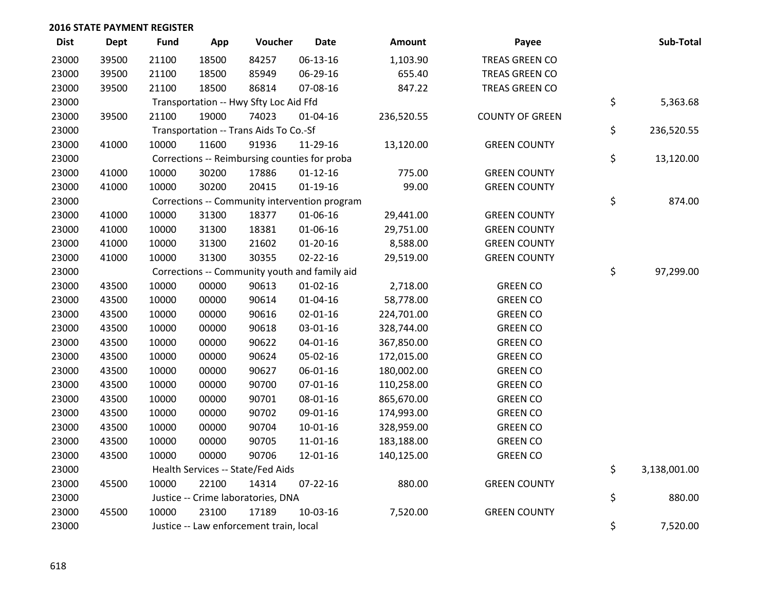## 2016 STATE PAYMENT REGISTER

| Dist | Dept | Fund | App | Voucher | Date | Amount | Payee | | Sub-Total |
|---|---|---|---|---|---|---|---|---|---|
| 23000 | 39500 | 21100 | 18500 | 84257 | 06-13-16 | 1,103.90 | TREAS GREEN CO | | |
| 23000 | 39500 | 21100 | 18500 | 85949 | 06-29-16 | 655.40 | TREAS GREEN CO | | |
| 23000 | 39500 | 21100 | 18500 | 86814 | 07-08-16 | 847.22 | TREAS GREEN CO | | |
| 23000 | | Transportation -- Hwy Sfty Loc Aid Ffd | | | | | | $ | 5,363.68 |
| 23000 | 39500 | 21100 | 19000 | 74023 | 01-04-16 | 236,520.55 | COUNTY OF GREEN | | |
| 23000 | | Transportation -- Trans Aids To Co.-Sf | | | | | | $ | 236,520.55 |
| 23000 | 41000 | 10000 | 11600 | 91936 | 11-29-16 | 13,120.00 | GREEN COUNTY | | |
| 23000 | | Corrections -- Reimbursing counties for proba | | | | | | $ | 13,120.00 |
| 23000 | 41000 | 10000 | 30200 | 17886 | 01-12-16 | 775.00 | GREEN COUNTY | | |
| 23000 | 41000 | 10000 | 30200 | 20415 | 01-19-16 | 99.00 | GREEN COUNTY | | |
| 23000 | | Corrections -- Community intervention program | | | | | | $ | 874.00 |
| 23000 | 41000 | 10000 | 31300 | 18377 | 01-06-16 | 29,441.00 | GREEN COUNTY | | |
| 23000 | 41000 | 10000 | 31300 | 18381 | 01-06-16 | 29,751.00 | GREEN COUNTY | | |
| 23000 | 41000 | 10000 | 31300 | 21602 | 01-20-16 | 8,588.00 | GREEN COUNTY | | |
| 23000 | 41000 | 10000 | 31300 | 30355 | 02-22-16 | 29,519.00 | GREEN COUNTY | | |
| 23000 | | Corrections -- Community youth and family aid | | | | | | $ | 97,299.00 |
| 23000 | 43500 | 10000 | 00000 | 90613 | 01-02-16 | 2,718.00 | GREEN CO | | |
| 23000 | 43500 | 10000 | 00000 | 90614 | 01-04-16 | 58,778.00 | GREEN CO | | |
| 23000 | 43500 | 10000 | 00000 | 90616 | 02-01-16 | 224,701.00 | GREEN CO | | |
| 23000 | 43500 | 10000 | 00000 | 90618 | 03-01-16 | 328,744.00 | GREEN CO | | |
| 23000 | 43500 | 10000 | 00000 | 90622 | 04-01-16 | 367,850.00 | GREEN CO | | |
| 23000 | 43500 | 10000 | 00000 | 90624 | 05-02-16 | 172,015.00 | GREEN CO | | |
| 23000 | 43500 | 10000 | 00000 | 90627 | 06-01-16 | 180,002.00 | GREEN CO | | |
| 23000 | 43500 | 10000 | 00000 | 90700 | 07-01-16 | 110,258.00 | GREEN CO | | |
| 23000 | 43500 | 10000 | 00000 | 90701 | 08-01-16 | 865,670.00 | GREEN CO | | |
| 23000 | 43500 | 10000 | 00000 | 90702 | 09-01-16 | 174,993.00 | GREEN CO | | |
| 23000 | 43500 | 10000 | 00000 | 90704 | 10-01-16 | 328,959.00 | GREEN CO | | |
| 23000 | 43500 | 10000 | 00000 | 90705 | 11-01-16 | 183,188.00 | GREEN CO | | |
| 23000 | 43500 | 10000 | 00000 | 90706 | 12-01-16 | 140,125.00 | GREEN CO | | |
| 23000 | | Health Services -- State/Fed Aids | | | | | | $ | 3,138,001.00 |
| 23000 | 45500 | 10000 | 22100 | 14314 | 07-22-16 | 880.00 | GREEN COUNTY | | |
| 23000 | | Justice -- Crime laboratories, DNA | | | | | | $ | 880.00 |
| 23000 | 45500 | 10000 | 23100 | 17189 | 10-03-16 | 7,520.00 | GREEN COUNTY | | |
| 23000 | | Justice -- Law enforcement train, local | | | | | | $ | 7,520.00 |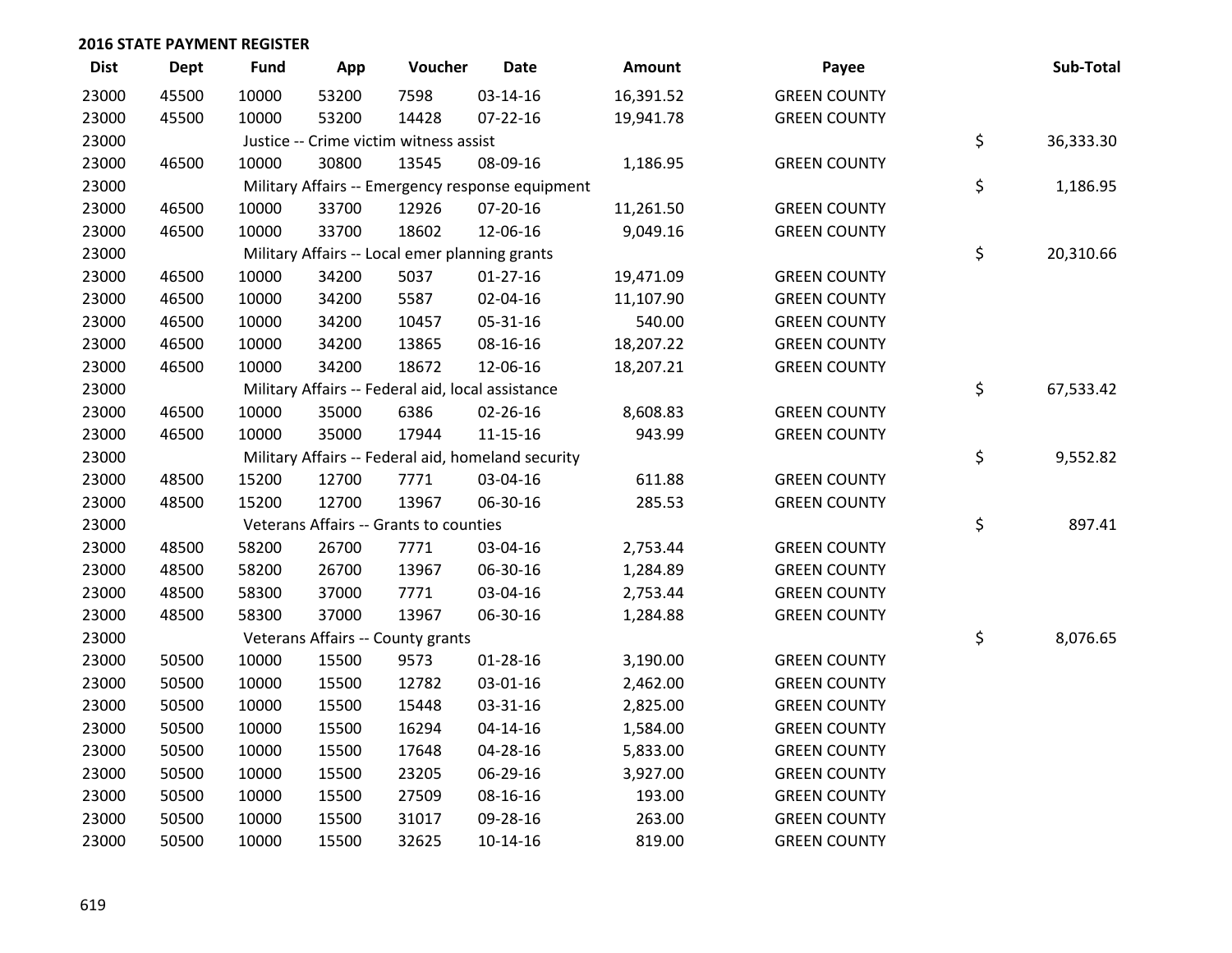**2016 STATE PAYMENT REGISTER**

| Dist | Dept | Fund | App | Voucher | Date | Amount | Payee | | Sub-Total |
|---|---|---|---|---|---|---|---|---|---|
| 23000 | 45500 | 10000 | 53200 | 7598 | 03-14-16 | 16,391.52 | GREEN COUNTY | | |
| 23000 | 45500 | 10000 | 53200 | 14428 | 07-22-16 | 19,941.78 | GREEN COUNTY | | |
| 23000 | | Justice -- Crime victim witness assist | | | | | | $ | 36,333.30 |
| 23000 | 46500 | 10000 | 30800 | 13545 | 08-09-16 | 1,186.95 | GREEN COUNTY | | |
| 23000 | | Military Affairs -- Emergency response equipment | | | | | | $ | 1,186.95 |
| 23000 | 46500 | 10000 | 33700 | 12926 | 07-20-16 | 11,261.50 | GREEN COUNTY | | |
| 23000 | 46500 | 10000 | 33700 | 18602 | 12-06-16 | 9,049.16 | GREEN COUNTY | | |
| 23000 | | Military Affairs -- Local emer planning grants | | | | | | $ | 20,310.66 |
| 23000 | 46500 | 10000 | 34200 | 5037 | 01-27-16 | 19,471.09 | GREEN COUNTY | | |
| 23000 | 46500 | 10000 | 34200 | 5587 | 02-04-16 | 11,107.90 | GREEN COUNTY | | |
| 23000 | 46500 | 10000 | 34200 | 10457 | 05-31-16 | 540.00 | GREEN COUNTY | | |
| 23000 | 46500 | 10000 | 34200 | 13865 | 08-16-16 | 18,207.22 | GREEN COUNTY | | |
| 23000 | 46500 | 10000 | 34200 | 18672 | 12-06-16 | 18,207.21 | GREEN COUNTY | | |
| 23000 | | Military Affairs -- Federal aid, local assistance | | | | | | $ | 67,533.42 |
| 23000 | 46500 | 10000 | 35000 | 6386 | 02-26-16 | 8,608.83 | GREEN COUNTY | | |
| 23000 | 46500 | 10000 | 35000 | 17944 | 11-15-16 | 943.99 | GREEN COUNTY | | |
| 23000 | | Military Affairs -- Federal aid, homeland security | | | | | | $ | 9,552.82 |
| 23000 | 48500 | 15200 | 12700 | 7771 | 03-04-16 | 611.88 | GREEN COUNTY | | |
| 23000 | 48500 | 15200 | 12700 | 13967 | 06-30-16 | 285.53 | GREEN COUNTY | | |
| 23000 | | Veterans Affairs -- Grants to counties | | | | | | $ | 897.41 |
| 23000 | 48500 | 58200 | 26700 | 7771 | 03-04-16 | 2,753.44 | GREEN COUNTY | | |
| 23000 | 48500 | 58200 | 26700 | 13967 | 06-30-16 | 1,284.89 | GREEN COUNTY | | |
| 23000 | 48500 | 58300 | 37000 | 7771 | 03-04-16 | 2,753.44 | GREEN COUNTY | | |
| 23000 | 48500 | 58300 | 37000 | 13967 | 06-30-16 | 1,284.88 | GREEN COUNTY | | |
| 23000 | | Veterans Affairs -- County grants | | | | | | $ | 8,076.65 |
| 23000 | 50500 | 10000 | 15500 | 9573 | 01-28-16 | 3,190.00 | GREEN COUNTY | | |
| 23000 | 50500 | 10000 | 15500 | 12782 | 03-01-16 | 2,462.00 | GREEN COUNTY | | |
| 23000 | 50500 | 10000 | 15500 | 15448 | 03-31-16 | 2,825.00 | GREEN COUNTY | | |
| 23000 | 50500 | 10000 | 15500 | 16294 | 04-14-16 | 1,584.00 | GREEN COUNTY | | |
| 23000 | 50500 | 10000 | 15500 | 17648 | 04-28-16 | 5,833.00 | GREEN COUNTY | | |
| 23000 | 50500 | 10000 | 15500 | 23205 | 06-29-16 | 3,927.00 | GREEN COUNTY | | |
| 23000 | 50500 | 10000 | 15500 | 27509 | 08-16-16 | 193.00 | GREEN COUNTY | | |
| 23000 | 50500 | 10000 | 15500 | 31017 | 09-28-16 | 263.00 | GREEN COUNTY | | |
| 23000 | 50500 | 10000 | 15500 | 32625 | 10-14-16 | 819.00 | GREEN COUNTY | | |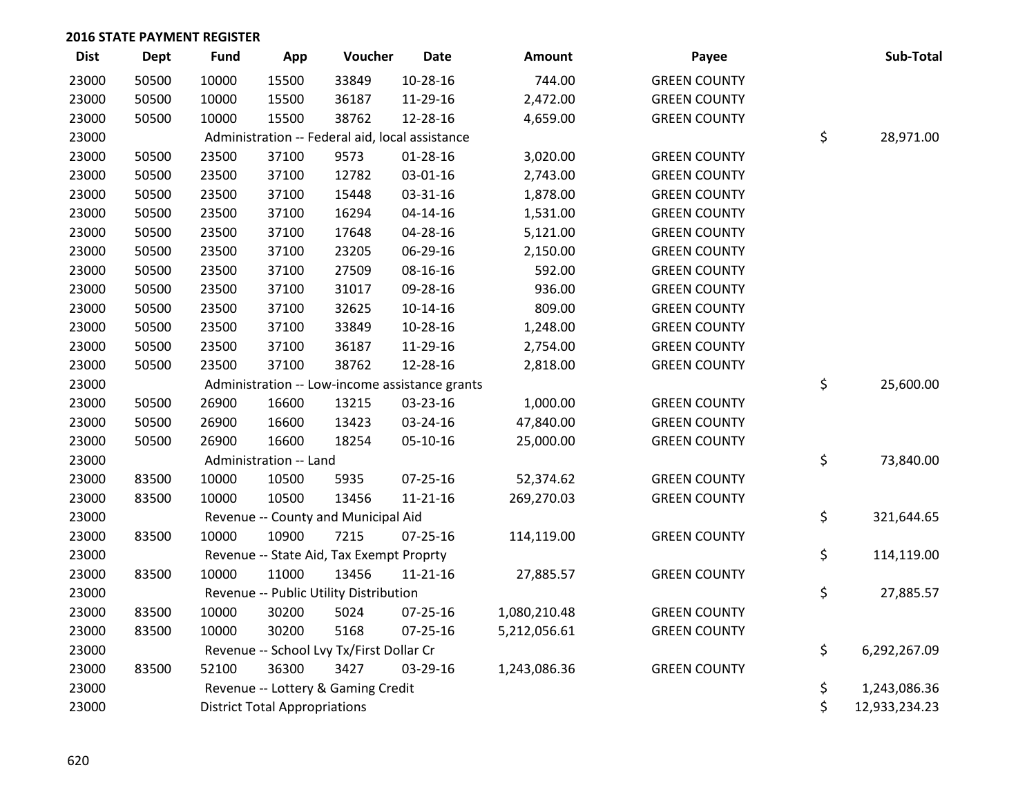**2016 STATE PAYMENT REGISTER**

| Dist | Dept | Fund | App | Voucher | Date | Amount | Payee | Sub-Total |
|---|---|---|---|---|---|---|---|---|
| 23000 | 50500 | 10000 | 15500 | 33849 | 10-28-16 | 744.00 | GREEN COUNTY | |
| 23000 | 50500 | 10000 | 15500 | 36187 | 11-29-16 | 2,472.00 | GREEN COUNTY | |
| 23000 | 50500 | 10000 | 15500 | 38762 | 12-28-16 | 4,659.00 | GREEN COUNTY | |
| 23000 | | Administration -- Federal aid, local assistance | | | | | | $ 28,971.00 |
| 23000 | 50500 | 23500 | 37100 | 9573 | 01-28-16 | 3,020.00 | GREEN COUNTY | |
| 23000 | 50500 | 23500 | 37100 | 12782 | 03-01-16 | 2,743.00 | GREEN COUNTY | |
| 23000 | 50500 | 23500 | 37100 | 15448 | 03-31-16 | 1,878.00 | GREEN COUNTY | |
| 23000 | 50500 | 23500 | 37100 | 16294 | 04-14-16 | 1,531.00 | GREEN COUNTY | |
| 23000 | 50500 | 23500 | 37100 | 17648 | 04-28-16 | 5,121.00 | GREEN COUNTY | |
| 23000 | 50500 | 23500 | 37100 | 23205 | 06-29-16 | 2,150.00 | GREEN COUNTY | |
| 23000 | 50500 | 23500 | 37100 | 27509 | 08-16-16 | 592.00 | GREEN COUNTY | |
| 23000 | 50500 | 23500 | 37100 | 31017 | 09-28-16 | 936.00 | GREEN COUNTY | |
| 23000 | 50500 | 23500 | 37100 | 32625 | 10-14-16 | 809.00 | GREEN COUNTY | |
| 23000 | 50500 | 23500 | 37100 | 33849 | 10-28-16 | 1,248.00 | GREEN COUNTY | |
| 23000 | 50500 | 23500 | 37100 | 36187 | 11-29-16 | 2,754.00 | GREEN COUNTY | |
| 23000 | 50500 | 23500 | 37100 | 38762 | 12-28-16 | 2,818.00 | GREEN COUNTY | |
| 23000 | | Administration -- Low-income assistance grants | | | | | | $ 25,600.00 |
| 23000 | 50500 | 26900 | 16600 | 13215 | 03-23-16 | 1,000.00 | GREEN COUNTY | |
| 23000 | 50500 | 26900 | 16600 | 13423 | 03-24-16 | 47,840.00 | GREEN COUNTY | |
| 23000 | 50500 | 26900 | 16600 | 18254 | 05-10-16 | 25,000.00 | GREEN COUNTY | |
| 23000 | | Administration -- Land | | | | | | $ 73,840.00 |
| 23000 | 83500 | 10000 | 10500 | 5935 | 07-25-16 | 52,374.62 | GREEN COUNTY | |
| 23000 | 83500 | 10000 | 10500 | 13456 | 11-21-16 | 269,270.03 | GREEN COUNTY | |
| 23000 | | Revenue -- County and Municipal Aid | | | | | | $ 321,644.65 |
| 23000 | 83500 | 10000 | 10900 | 7215 | 07-25-16 | 114,119.00 | GREEN COUNTY | |
| 23000 | | Revenue -- State Aid, Tax Exempt Proprty | | | | | | $ 114,119.00 |
| 23000 | 83500 | 10000 | 11000 | 13456 | 11-21-16 | 27,885.57 | GREEN COUNTY | |
| 23000 | | Revenue -- Public Utility Distribution | | | | | | $ 27,885.57 |
| 23000 | 83500 | 10000 | 30200 | 5024 | 07-25-16 | 1,080,210.48 | GREEN COUNTY | |
| 23000 | 83500 | 10000 | 30200 | 5168 | 07-25-16 | 5,212,056.61 | GREEN COUNTY | |
| 23000 | | Revenue -- School Lvy Tx/First Dollar Cr | | | | | | $ 6,292,267.09 |
| 23000 | 83500 | 52100 | 36300 | 3427 | 03-29-16 | 1,243,086.36 | GREEN COUNTY | |
| 23000 | | Revenue -- Lottery & Gaming Credit | | | | | | $ 1,243,086.36 |
| 23000 | | District Total Appropriations | | | | | | $ 12,933,234.23 |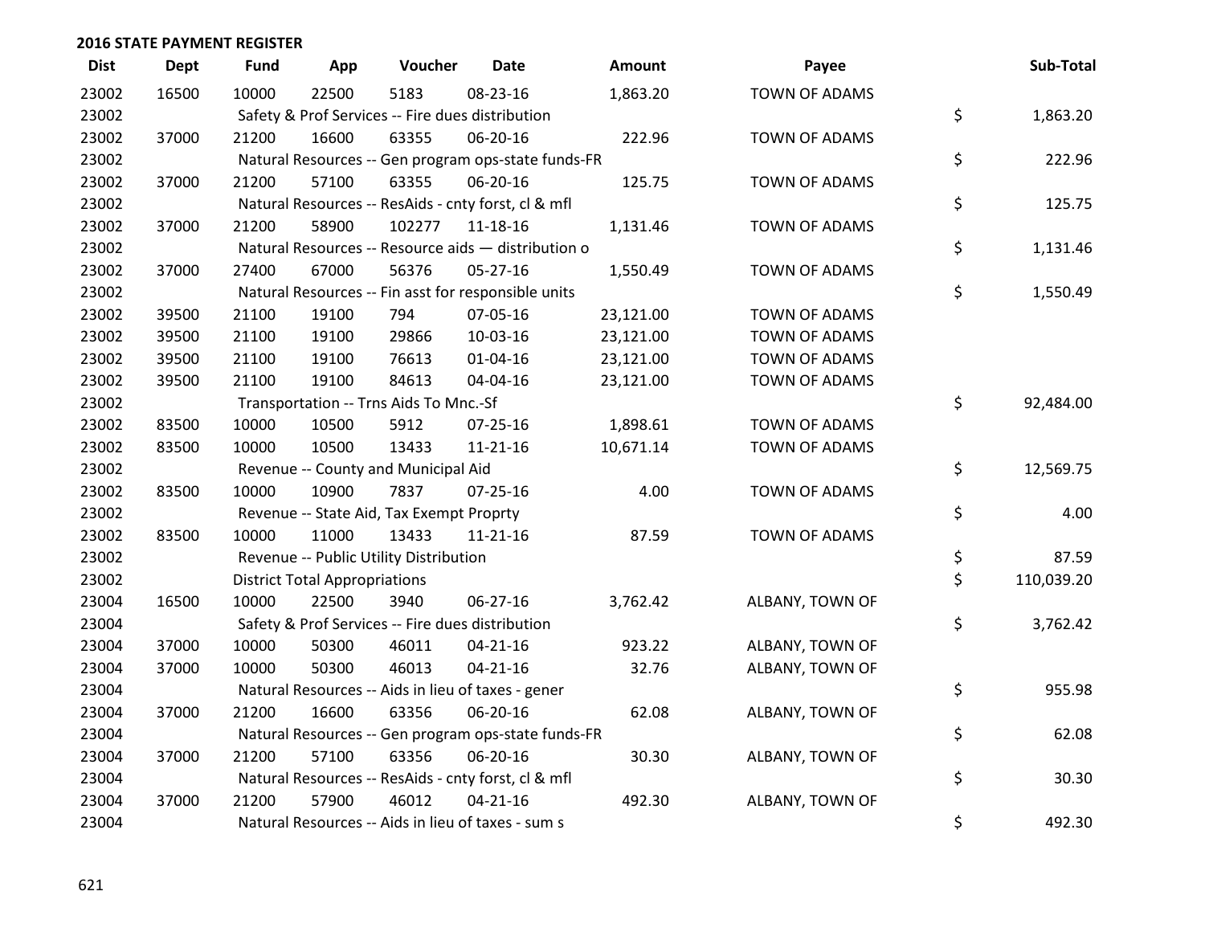## 2016 STATE PAYMENT REGISTER

| Dist | Dept | Fund | App | Voucher | Date | Amount | Payee | Sub-Total |
|---|---|---|---|---|---|---|---|---|
| 23002 | 16500 | 10000 | 22500 | 5183 | 08-23-16 | 1,863.20 | TOWN OF ADAMS | |
| 23002 | | Safety & Prof Services -- Fire dues distribution | | | | | | $ 1,863.20 |
| 23002 | 37000 | 21200 | 16600 | 63355 | 06-20-16 | 222.96 | TOWN OF ADAMS | |
| 23002 | | Natural Resources -- Gen program ops-state funds-FR | | | | | | $ 222.96 |
| 23002 | 37000 | 21200 | 57100 | 63355 | 06-20-16 | 125.75 | TOWN OF ADAMS | |
| 23002 | | Natural Resources -- ResAids - cnty forst, cl & mfl | | | | | | $ 125.75 |
| 23002 | 37000 | 21200 | 58900 | 102277 | 11-18-16 | 1,131.46 | TOWN OF ADAMS | |
| 23002 | | Natural Resources -- Resource aids — distribution o | | | | | | $ 1,131.46 |
| 23002 | 37000 | 27400 | 67000 | 56376 | 05-27-16 | 1,550.49 | TOWN OF ADAMS | |
| 23002 | | Natural Resources -- Fin asst for responsible units | | | | | | $ 1,550.49 |
| 23002 | 39500 | 21100 | 19100 | 794 | 07-05-16 | 23,121.00 | TOWN OF ADAMS | |
| 23002 | 39500 | 21100 | 19100 | 29866 | 10-03-16 | 23,121.00 | TOWN OF ADAMS | |
| 23002 | 39500 | 21100 | 19100 | 76613 | 01-04-16 | 23,121.00 | TOWN OF ADAMS | |
| 23002 | 39500 | 21100 | 19100 | 84613 | 04-04-16 | 23,121.00 | TOWN OF ADAMS | |
| 23002 | | Transportation -- Trns Aids To Mnc.-Sf | | | | | | $ 92,484.00 |
| 23002 | 83500 | 10000 | 10500 | 5912 | 07-25-16 | 1,898.61 | TOWN OF ADAMS | |
| 23002 | 83500 | 10000 | 10500 | 13433 | 11-21-16 | 10,671.14 | TOWN OF ADAMS | |
| 23002 | | Revenue -- County and Municipal Aid | | | | | | $ 12,569.75 |
| 23002 | 83500 | 10000 | 10900 | 7837 | 07-25-16 | 4.00 | TOWN OF ADAMS | |
| 23002 | | Revenue -- State Aid, Tax Exempt Proprty | | | | | | $ 4.00 |
| 23002 | 83500 | 10000 | 11000 | 13433 | 11-21-16 | 87.59 | TOWN OF ADAMS | |
| 23002 | | Revenue -- Public Utility Distribution | | | | | | $ 87.59 |
| 23002 | | District Total Appropriations | | | | | | $ 110,039.20 |
| 23004 | 16500 | 10000 | 22500 | 3940 | 06-27-16 | 3,762.42 | ALBANY, TOWN OF | |
| 23004 | | Safety & Prof Services -- Fire dues distribution | | | | | | $ 3,762.42 |
| 23004 | 37000 | 10000 | 50300 | 46011 | 04-21-16 | 923.22 | ALBANY, TOWN OF | |
| 23004 | 37000 | 10000 | 50300 | 46013 | 04-21-16 | 32.76 | ALBANY, TOWN OF | |
| 23004 | | Natural Resources -- Aids in lieu of taxes - gener | | | | | | $ 955.98 |
| 23004 | 37000 | 21200 | 16600 | 63356 | 06-20-16 | 62.08 | ALBANY, TOWN OF | |
| 23004 | | Natural Resources -- Gen program ops-state funds-FR | | | | | | $ 62.08 |
| 23004 | 37000 | 21200 | 57100 | 63356 | 06-20-16 | 30.30 | ALBANY, TOWN OF | |
| 23004 | | Natural Resources -- ResAids - cnty forst, cl & mfl | | | | | | $ 30.30 |
| 23004 | 37000 | 21200 | 57900 | 46012 | 04-21-16 | 492.30 | ALBANY, TOWN OF | |
| 23004 | | Natural Resources -- Aids in lieu of taxes - sum s | | | | | | $ 492.30 |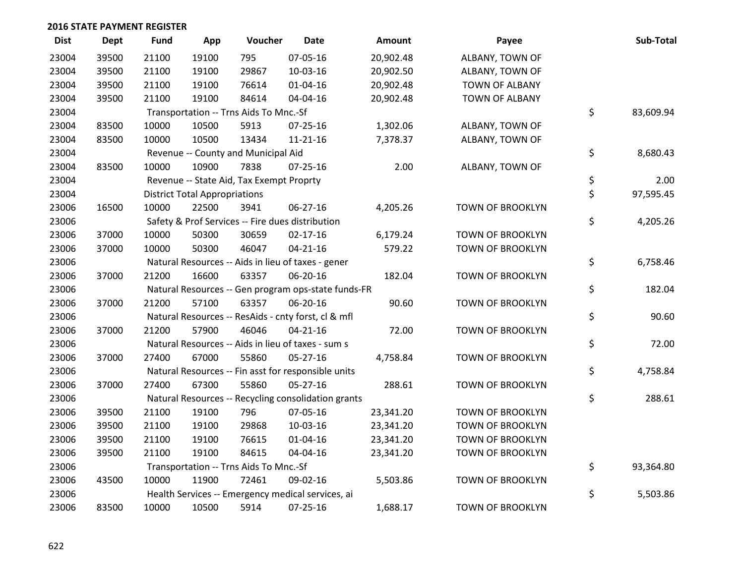## 2016 STATE PAYMENT REGISTER

| Dist | Dept | Fund | App | Voucher | Date | Amount | Payee | Sub-Total |
|---|---|---|---|---|---|---|---|---|
| 23004 | 39500 | 21100 | 19100 | 795 | 07-05-16 | 20,902.48 | ALBANY, TOWN OF | |
| 23004 | 39500 | 21100 | 19100 | 29867 | 10-03-16 | 20,902.50 | ALBANY, TOWN OF | |
| 23004 | 39500 | 21100 | 19100 | 76614 | 01-04-16 | 20,902.48 | TOWN OF ALBANY | |
| 23004 | 39500 | 21100 | 19100 | 84614 | 04-04-16 | 20,902.48 | TOWN OF ALBANY | |
| 23004 | | Transportation -- Trns Aids To Mnc.-Sf | | | | | | $ 83,609.94 |
| 23004 | 83500 | 10000 | 10500 | 5913 | 07-25-16 | 1,302.06 | ALBANY, TOWN OF | |
| 23004 | 83500 | 10000 | 10500 | 13434 | 11-21-16 | 7,378.37 | ALBANY, TOWN OF | |
| 23004 | | Revenue -- County and Municipal Aid | | | | | | $ 8,680.43 |
| 23004 | 83500 | 10000 | 10900 | 7838 | 07-25-16 | 2.00 | ALBANY, TOWN OF | |
| 23004 | | Revenue -- State Aid, Tax Exempt Proprty | | | | | | $ 2.00 |
| 23004 | | District Total Appropriations | | | | | | $ 97,595.45 |
| 23006 | 16500 | 10000 | 22500 | 3941 | 06-27-16 | 4,205.26 | TOWN OF BROOKLYN | |
| 23006 | | Safety & Prof Services -- Fire dues distribution | | | | | | $ 4,205.26 |
| 23006 | 37000 | 10000 | 50300 | 30659 | 02-17-16 | 6,179.24 | TOWN OF BROOKLYN | |
| 23006 | 37000 | 10000 | 50300 | 46047 | 04-21-16 | 579.22 | TOWN OF BROOKLYN | |
| 23006 | | Natural Resources -- Aids in lieu of taxes - gener | | | | | | $ 6,758.46 |
| 23006 | 37000 | 21200 | 16600 | 63357 | 06-20-16 | 182.04 | TOWN OF BROOKLYN | |
| 23006 | | Natural Resources -- Gen program ops-state funds-FR | | | | | | $ 182.04 |
| 23006 | 37000 | 21200 | 57100 | 63357 | 06-20-16 | 90.60 | TOWN OF BROOKLYN | |
| 23006 | | Natural Resources -- ResAids - cnty forst, cl & mfl | | | | | | $ 90.60 |
| 23006 | 37000 | 21200 | 57900 | 46046 | 04-21-16 | 72.00 | TOWN OF BROOKLYN | |
| 23006 | | Natural Resources -- Aids in lieu of taxes - sum s | | | | | | $ 72.00 |
| 23006 | 37000 | 27400 | 67000 | 55860 | 05-27-16 | 4,758.84 | TOWN OF BROOKLYN | |
| 23006 | | Natural Resources -- Fin asst for responsible units | | | | | | $ 4,758.84 |
| 23006 | 37000 | 27400 | 67300 | 55860 | 05-27-16 | 288.61 | TOWN OF BROOKLYN | |
| 23006 | | Natural Resources -- Recycling consolidation grants | | | | | | $ 288.61 |
| 23006 | 39500 | 21100 | 19100 | 796 | 07-05-16 | 23,341.20 | TOWN OF BROOKLYN | |
| 23006 | 39500 | 21100 | 19100 | 29868 | 10-03-16 | 23,341.20 | TOWN OF BROOKLYN | |
| 23006 | 39500 | 21100 | 19100 | 76615 | 01-04-16 | 23,341.20 | TOWN OF BROOKLYN | |
| 23006 | 39500 | 21100 | 19100 | 84615 | 04-04-16 | 23,341.20 | TOWN OF BROOKLYN | |
| 23006 | | Transportation -- Trns Aids To Mnc.-Sf | | | | | | $ 93,364.80 |
| 23006 | 43500 | 10000 | 11900 | 72461 | 09-02-16 | 5,503.86 | TOWN OF BROOKLYN | |
| 23006 | | Health Services -- Emergency medical services, ai | | | | | | $ 5,503.86 |
| 23006 | 83500 | 10000 | 10500 | 5914 | 07-25-16 | 1,688.17 | TOWN OF BROOKLYN | |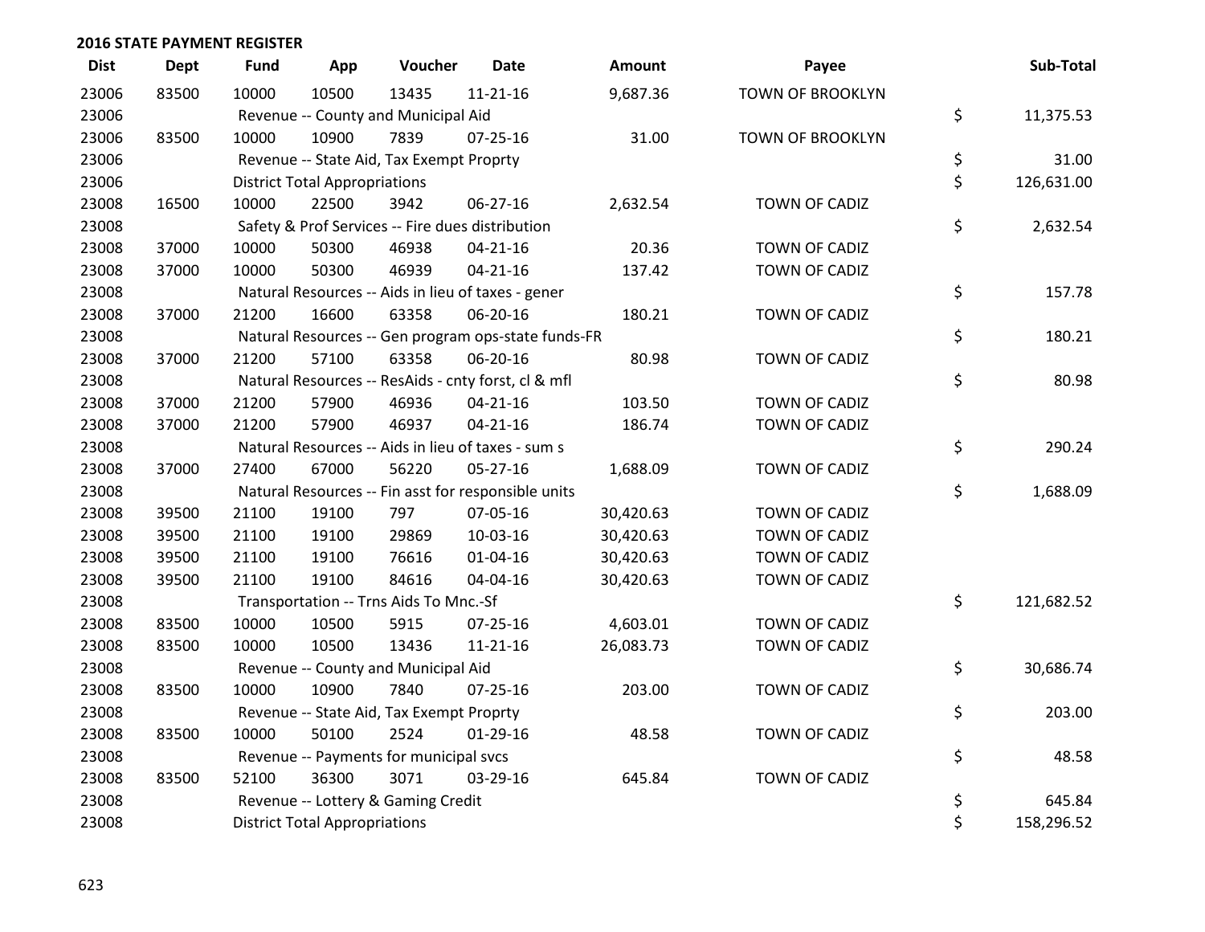## 2016 STATE PAYMENT REGISTER

| Dist | Dept | Fund | App | Voucher | Date | Amount | Payee | Sub-Total |
|---|---|---|---|---|---|---|---|---|
| 23006 | 83500 | 10000 | 10500 | 13435 | 11-21-16 | 9,687.36 | TOWN OF BROOKLYN | |
| 23006 | | Revenue -- County and Municipal Aid | | | | | | $ 11,375.53 |
| 23006 | 83500 | 10000 | 10900 | 7839 | 07-25-16 | 31.00 | TOWN OF BROOKLYN | |
| 23006 | | Revenue -- State Aid, Tax Exempt Proprty | | | | | | $ 31.00 |
| 23006 | | District Total Appropriations | | | | | | $ 126,631.00 |
| 23008 | 16500 | 10000 | 22500 | 3942 | 06-27-16 | 2,632.54 | TOWN OF CADIZ | |
| 23008 | | Safety & Prof Services -- Fire dues distribution | | | | | | $ 2,632.54 |
| 23008 | 37000 | 10000 | 50300 | 46938 | 04-21-16 | 20.36 | TOWN OF CADIZ | |
| 23008 | 37000 | 10000 | 50300 | 46939 | 04-21-16 | 137.42 | TOWN OF CADIZ | |
| 23008 | | Natural Resources -- Aids in lieu of taxes - gener | | | | | | $ 157.78 |
| 23008 | 37000 | 21200 | 16600 | 63358 | 06-20-16 | 180.21 | TOWN OF CADIZ | |
| 23008 | | Natural Resources -- Gen program ops-state funds-FR | | | | | | $ 180.21 |
| 23008 | 37000 | 21200 | 57100 | 63358 | 06-20-16 | 80.98 | TOWN OF CADIZ | |
| 23008 | | Natural Resources -- ResAids - cnty forst, cl & mfl | | | | | | $ 80.98 |
| 23008 | 37000 | 21200 | 57900 | 46936 | 04-21-16 | 103.50 | TOWN OF CADIZ | |
| 23008 | 37000 | 21200 | 57900 | 46937 | 04-21-16 | 186.74 | TOWN OF CADIZ | |
| 23008 | | Natural Resources -- Aids in lieu of taxes - sum s | | | | | | $ 290.24 |
| 23008 | 37000 | 27400 | 67000 | 56220 | 05-27-16 | 1,688.09 | TOWN OF CADIZ | |
| 23008 | | Natural Resources -- Fin asst for responsible units | | | | | | $ 1,688.09 |
| 23008 | 39500 | 21100 | 19100 | 797 | 07-05-16 | 30,420.63 | TOWN OF CADIZ | |
| 23008 | 39500 | 21100 | 19100 | 29869 | 10-03-16 | 30,420.63 | TOWN OF CADIZ | |
| 23008 | 39500 | 21100 | 19100 | 76616 | 01-04-16 | 30,420.63 | TOWN OF CADIZ | |
| 23008 | 39500 | 21100 | 19100 | 84616 | 04-04-16 | 30,420.63 | TOWN OF CADIZ | |
| 23008 | | Transportation -- Trns Aids To Mnc.-Sf | | | | | | $ 121,682.52 |
| 23008 | 83500 | 10000 | 10500 | 5915 | 07-25-16 | 4,603.01 | TOWN OF CADIZ | |
| 23008 | 83500 | 10000 | 10500 | 13436 | 11-21-16 | 26,083.73 | TOWN OF CADIZ | |
| 23008 | | Revenue -- County and Municipal Aid | | | | | | $ 30,686.74 |
| 23008 | 83500 | 10000 | 10900 | 7840 | 07-25-16 | 203.00 | TOWN OF CADIZ | |
| 23008 | | Revenue -- State Aid, Tax Exempt Proprty | | | | | | $ 203.00 |
| 23008 | 83500 | 10000 | 50100 | 2524 | 01-29-16 | 48.58 | TOWN OF CADIZ | |
| 23008 | | Revenue -- Payments for municipal svcs | | | | | | $ 48.58 |
| 23008 | 83500 | 52100 | 36300 | 3071 | 03-29-16 | 645.84 | TOWN OF CADIZ | |
| 23008 | | Revenue -- Lottery & Gaming Credit | | | | | | $ 645.84 |
| 23008 | | District Total Appropriations | | | | | | $ 158,296.52 |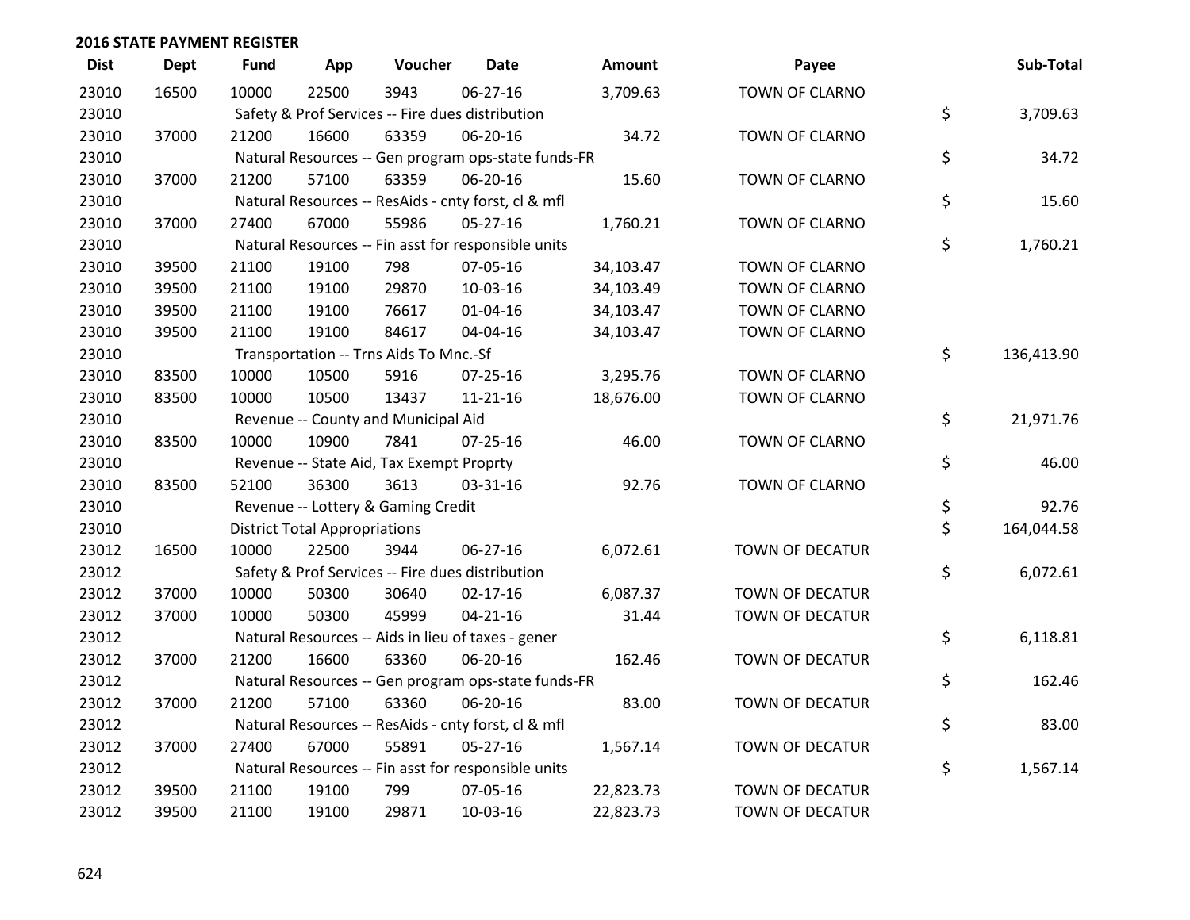## 2016 STATE PAYMENT REGISTER

| Dist | Dept | Fund | App | Voucher | Date | Amount | Payee | Sub-Total |
|---|---|---|---|---|---|---|---|---|
| 23010 | 16500 | 10000 | 22500 | 3943 | 06-27-16 | 3,709.63 | TOWN OF CLARNO | |
| 23010 | | Safety & Prof Services -- Fire dues distribution | | | | | | $ 3,709.63 |
| 23010 | 37000 | 21200 | 16600 | 63359 | 06-20-16 | 34.72 | TOWN OF CLARNO | |
| 23010 | | Natural Resources -- Gen program ops-state funds-FR | | | | | | $ 34.72 |
| 23010 | 37000 | 21200 | 57100 | 63359 | 06-20-16 | 15.60 | TOWN OF CLARNO | |
| 23010 | | Natural Resources -- ResAids - cnty forst, cl & mfl | | | | | | $ 15.60 |
| 23010 | 37000 | 27400 | 67000 | 55986 | 05-27-16 | 1,760.21 | TOWN OF CLARNO | |
| 23010 | | Natural Resources -- Fin asst for responsible units | | | | | | $ 1,760.21 |
| 23010 | 39500 | 21100 | 19100 | 798 | 07-05-16 | 34,103.47 | TOWN OF CLARNO | |
| 23010 | 39500 | 21100 | 19100 | 29870 | 10-03-16 | 34,103.49 | TOWN OF CLARNO | |
| 23010 | 39500 | 21100 | 19100 | 76617 | 01-04-16 | 34,103.47 | TOWN OF CLARNO | |
| 23010 | 39500 | 21100 | 19100 | 84617 | 04-04-16 | 34,103.47 | TOWN OF CLARNO | |
| 23010 | | Transportation -- Trns Aids To Mnc.-Sf | | | | | | $ 136,413.90 |
| 23010 | 83500 | 10000 | 10500 | 5916 | 07-25-16 | 3,295.76 | TOWN OF CLARNO | |
| 23010 | 83500 | 10000 | 10500 | 13437 | 11-21-16 | 18,676.00 | TOWN OF CLARNO | |
| 23010 | | Revenue -- County and Municipal Aid | | | | | | $ 21,971.76 |
| 23010 | 83500 | 10000 | 10900 | 7841 | 07-25-16 | 46.00 | TOWN OF CLARNO | |
| 23010 | | Revenue -- State Aid, Tax Exempt Proprty | | | | | | $ 46.00 |
| 23010 | 83500 | 52100 | 36300 | 3613 | 03-31-16 | 92.76 | TOWN OF CLARNO | |
| 23010 | | Revenue -- Lottery & Gaming Credit | | | | | | $ 92.76 |
| 23010 | | District Total Appropriations | | | | | | $ 164,044.58 |
| 23012 | 16500 | 10000 | 22500 | 3944 | 06-27-16 | 6,072.61 | TOWN OF DECATUR | |
| 23012 | | Safety & Prof Services -- Fire dues distribution | | | | | | $ 6,072.61 |
| 23012 | 37000 | 10000 | 50300 | 30640 | 02-17-16 | 6,087.37 | TOWN OF DECATUR | |
| 23012 | 37000 | 10000 | 50300 | 45999 | 04-21-16 | 31.44 | TOWN OF DECATUR | |
| 23012 | | Natural Resources -- Aids in lieu of taxes - gener | | | | | | $ 6,118.81 |
| 23012 | 37000 | 21200 | 16600 | 63360 | 06-20-16 | 162.46 | TOWN OF DECATUR | |
| 23012 | | Natural Resources -- Gen program ops-state funds-FR | | | | | | $ 162.46 |
| 23012 | 37000 | 21200 | 57100 | 63360 | 06-20-16 | 83.00 | TOWN OF DECATUR | |
| 23012 | | Natural Resources -- ResAids - cnty forst, cl & mfl | | | | | | $ 83.00 |
| 23012 | 37000 | 27400 | 67000 | 55891 | 05-27-16 | 1,567.14 | TOWN OF DECATUR | |
| 23012 | | Natural Resources -- Fin asst for responsible units | | | | | | $ 1,567.14 |
| 23012 | 39500 | 21100 | 19100 | 799 | 07-05-16 | 22,823.73 | TOWN OF DECATUR | |
| 23012 | 39500 | 21100 | 19100 | 29871 | 10-03-16 | 22,823.73 | TOWN OF DECATUR | |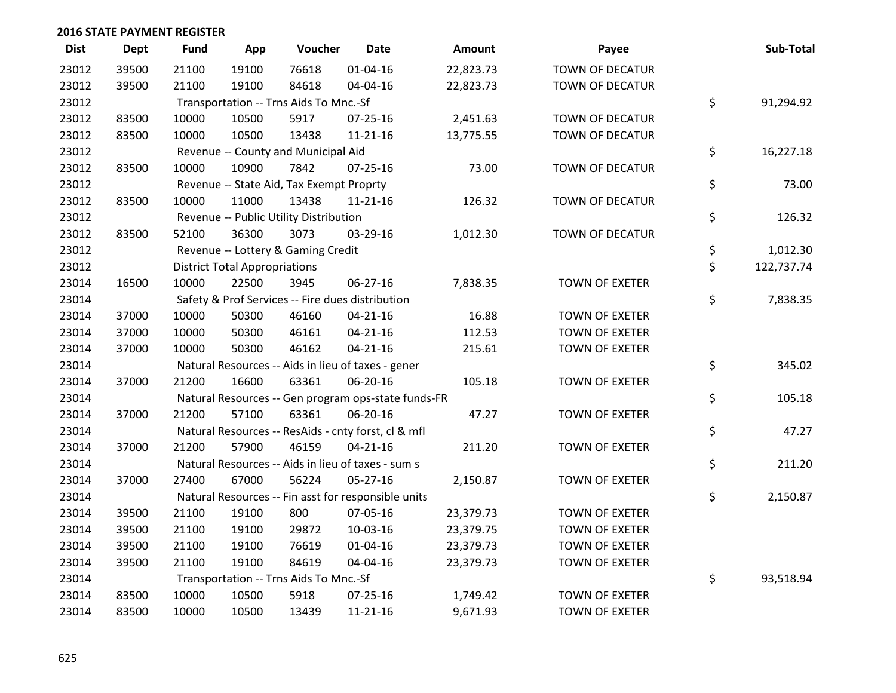## 2016 STATE PAYMENT REGISTER

| Dist | Dept | Fund | App | Voucher | Date | Amount | Payee | Sub-Total |
|---|---|---|---|---|---|---|---|---|
| 23012 | 39500 | 21100 | 19100 | 76618 | 01-04-16 | 22,823.73 | TOWN OF DECATUR | |
| 23012 | 39500 | 21100 | 19100 | 84618 | 04-04-16 | 22,823.73 | TOWN OF DECATUR | |
| 23012 | | Transportation -- Trns Aids To Mnc.-Sf | | | | | | $ 91,294.92 |
| 23012 | 83500 | 10000 | 10500 | 5917 | 07-25-16 | 2,451.63 | TOWN OF DECATUR | |
| 23012 | 83500 | 10000 | 10500 | 13438 | 11-21-16 | 13,775.55 | TOWN OF DECATUR | |
| 23012 | | Revenue -- County and Municipal Aid | | | | | | $ 16,227.18 |
| 23012 | 83500 | 10000 | 10900 | 7842 | 07-25-16 | 73.00 | TOWN OF DECATUR | |
| 23012 | | Revenue -- State Aid, Tax Exempt Proprty | | | | | | $ 73.00 |
| 23012 | 83500 | 10000 | 11000 | 13438 | 11-21-16 | 126.32 | TOWN OF DECATUR | |
| 23012 | | Revenue -- Public Utility Distribution | | | | | | $ 126.32 |
| 23012 | 83500 | 52100 | 36300 | 3073 | 03-29-16 | 1,012.30 | TOWN OF DECATUR | |
| 23012 | | Revenue -- Lottery & Gaming Credit | | | | | | $ 1,012.30 |
| 23012 | | District Total Appropriations | | | | | | $ 122,737.74 |
| 23014 | 16500 | 10000 | 22500 | 3945 | 06-27-16 | 7,838.35 | TOWN OF EXETER | |
| 23014 | | Safety & Prof Services -- Fire dues distribution | | | | | | $ 7,838.35 |
| 23014 | 37000 | 10000 | 50300 | 46160 | 04-21-16 | 16.88 | TOWN OF EXETER | |
| 23014 | 37000 | 10000 | 50300 | 46161 | 04-21-16 | 112.53 | TOWN OF EXETER | |
| 23014 | 37000 | 10000 | 50300 | 46162 | 04-21-16 | 215.61 | TOWN OF EXETER | |
| 23014 | | Natural Resources -- Aids in lieu of taxes - gener | | | | | | $ 345.02 |
| 23014 | 37000 | 21200 | 16600 | 63361 | 06-20-16 | 105.18 | TOWN OF EXETER | |
| 23014 | | Natural Resources -- Gen program ops-state funds-FR | | | | | | $ 105.18 |
| 23014 | 37000 | 21200 | 57100 | 63361 | 06-20-16 | 47.27 | TOWN OF EXETER | |
| 23014 | | Natural Resources -- ResAids - cnty forst, cl & mfl | | | | | | $ 47.27 |
| 23014 | 37000 | 21200 | 57900 | 46159 | 04-21-16 | 211.20 | TOWN OF EXETER | |
| 23014 | | Natural Resources -- Aids in lieu of taxes - sum s | | | | | | $ 211.20 |
| 23014 | 37000 | 27400 | 67000 | 56224 | 05-27-16 | 2,150.87 | TOWN OF EXETER | |
| 23014 | | Natural Resources -- Fin asst for responsible units | | | | | | $ 2,150.87 |
| 23014 | 39500 | 21100 | 19100 | 800 | 07-05-16 | 23,379.73 | TOWN OF EXETER | |
| 23014 | 39500 | 21100 | 19100 | 29872 | 10-03-16 | 23,379.75 | TOWN OF EXETER | |
| 23014 | 39500 | 21100 | 19100 | 76619 | 01-04-16 | 23,379.73 | TOWN OF EXETER | |
| 23014 | 39500 | 21100 | 19100 | 84619 | 04-04-16 | 23,379.73 | TOWN OF EXETER | |
| 23014 | | Transportation -- Trns Aids To Mnc.-Sf | | | | | | $ 93,518.94 |
| 23014 | 83500 | 10000 | 10500 | 5918 | 07-25-16 | 1,749.42 | TOWN OF EXETER | |
| 23014 | 83500 | 10000 | 10500 | 13439 | 11-21-16 | 9,671.93 | TOWN OF EXETER | |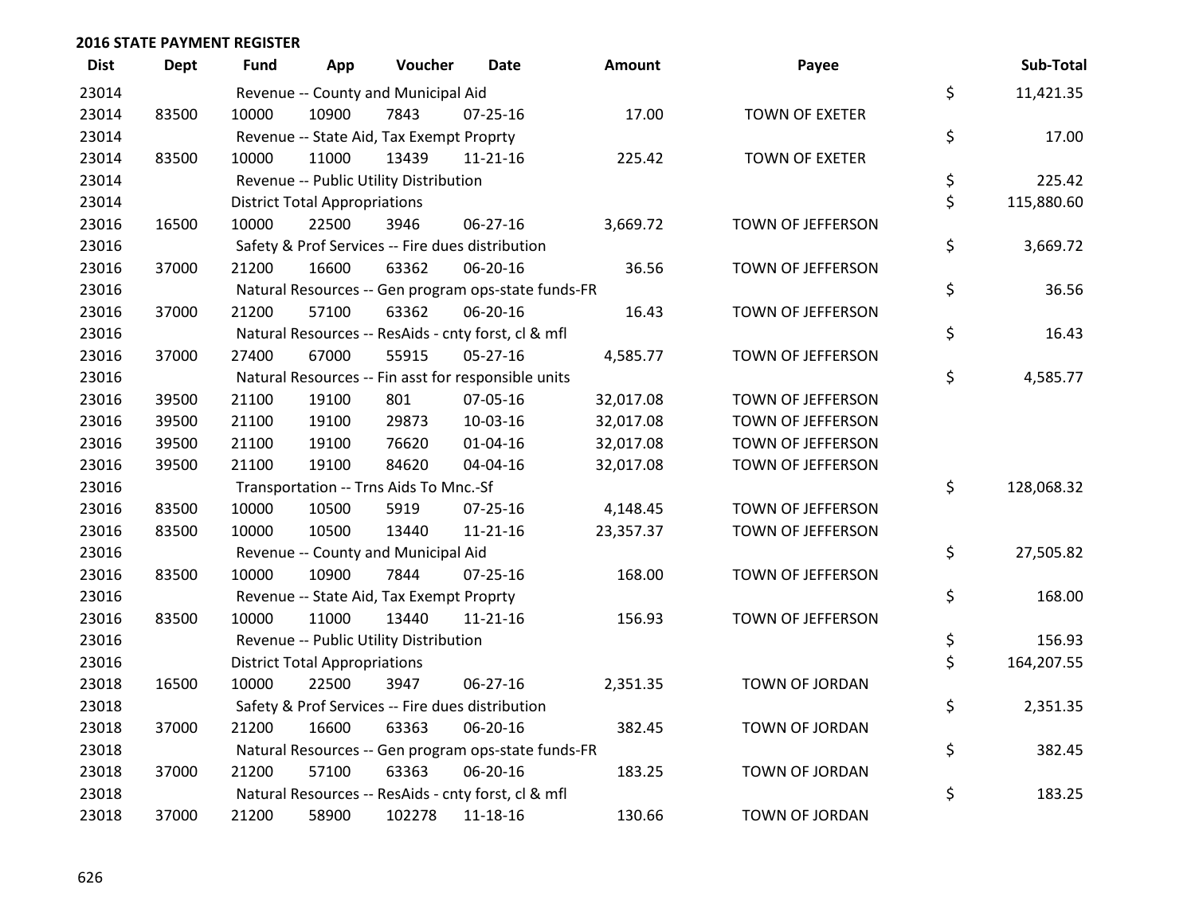## 2016 STATE PAYMENT REGISTER

| Dist | Dept | Fund | App | Voucher | Date | Amount | Payee | Sub-Total |
|---|---|---|---|---|---|---|---|---|
| 23014 | | Revenue -- County and Municipal Aid | | | | | | $ 11,421.35 |
| 23014 | 83500 | 10000 | 10900 | 7843 | 07-25-16 | 17.00 | TOWN OF EXETER | |
| 23014 | | Revenue -- State Aid, Tax Exempt Proprty | | | | | | $ 17.00 |
| 23014 | 83500 | 10000 | 11000 | 13439 | 11-21-16 | 225.42 | TOWN OF EXETER | |
| 23014 | | Revenue -- Public Utility Distribution | | | | | | $ 225.42 |
| 23014 | | District Total Appropriations | | | | | | $ 115,880.60 |
| 23016 | 16500 | 10000 | 22500 | 3946 | 06-27-16 | 3,669.72 | TOWN OF JEFFERSON | |
| 23016 | | Safety & Prof Services -- Fire dues distribution | | | | | | $ 3,669.72 |
| 23016 | 37000 | 21200 | 16600 | 63362 | 06-20-16 | 36.56 | TOWN OF JEFFERSON | |
| 23016 | | Natural Resources -- Gen program ops-state funds-FR | | | | | | $ 36.56 |
| 23016 | 37000 | 21200 | 57100 | 63362 | 06-20-16 | 16.43 | TOWN OF JEFFERSON | |
| 23016 | | Natural Resources -- ResAids - cnty forst, cl & mfl | | | | | | $ 16.43 |
| 23016 | 37000 | 27400 | 67000 | 55915 | 05-27-16 | 4,585.77 | TOWN OF JEFFERSON | |
| 23016 | | Natural Resources -- Fin asst for responsible units | | | | | | $ 4,585.77 |
| 23016 | 39500 | 21100 | 19100 | 801 | 07-05-16 | 32,017.08 | TOWN OF JEFFERSON | |
| 23016 | 39500 | 21100 | 19100 | 29873 | 10-03-16 | 32,017.08 | TOWN OF JEFFERSON | |
| 23016 | 39500 | 21100 | 19100 | 76620 | 01-04-16 | 32,017.08 | TOWN OF JEFFERSON | |
| 23016 | 39500 | 21100 | 19100 | 84620 | 04-04-16 | 32,017.08 | TOWN OF JEFFERSON | |
| 23016 | | Transportation -- Trns Aids To Mnc.-Sf | | | | | | $ 128,068.32 |
| 23016 | 83500 | 10000 | 10500 | 5919 | 07-25-16 | 4,148.45 | TOWN OF JEFFERSON | |
| 23016 | 83500 | 10000 | 10500 | 13440 | 11-21-16 | 23,357.37 | TOWN OF JEFFERSON | |
| 23016 | | Revenue -- County and Municipal Aid | | | | | | $ 27,505.82 |
| 23016 | 83500 | 10000 | 10900 | 7844 | 07-25-16 | 168.00 | TOWN OF JEFFERSON | |
| 23016 | | Revenue -- State Aid, Tax Exempt Proprty | | | | | | $ 168.00 |
| 23016 | 83500 | 10000 | 11000 | 13440 | 11-21-16 | 156.93 | TOWN OF JEFFERSON | |
| 23016 | | Revenue -- Public Utility Distribution | | | | | | $ 156.93 |
| 23016 | | District Total Appropriations | | | | | | $ 164,207.55 |
| 23018 | 16500 | 10000 | 22500 | 3947 | 06-27-16 | 2,351.35 | TOWN OF JORDAN | |
| 23018 | | Safety & Prof Services -- Fire dues distribution | | | | | | $ 2,351.35 |
| 23018 | 37000 | 21200 | 16600 | 63363 | 06-20-16 | 382.45 | TOWN OF JORDAN | |
| 23018 | | Natural Resources -- Gen program ops-state funds-FR | | | | | | $ 382.45 |
| 23018 | 37000 | 21200 | 57100 | 63363 | 06-20-16 | 183.25 | TOWN OF JORDAN | |
| 23018 | | Natural Resources -- ResAids - cnty forst, cl & mfl | | | | | | $ 183.25 |
| 23018 | 37000 | 21200 | 58900 | 102278 | 11-18-16 | 130.66 | TOWN OF JORDAN | |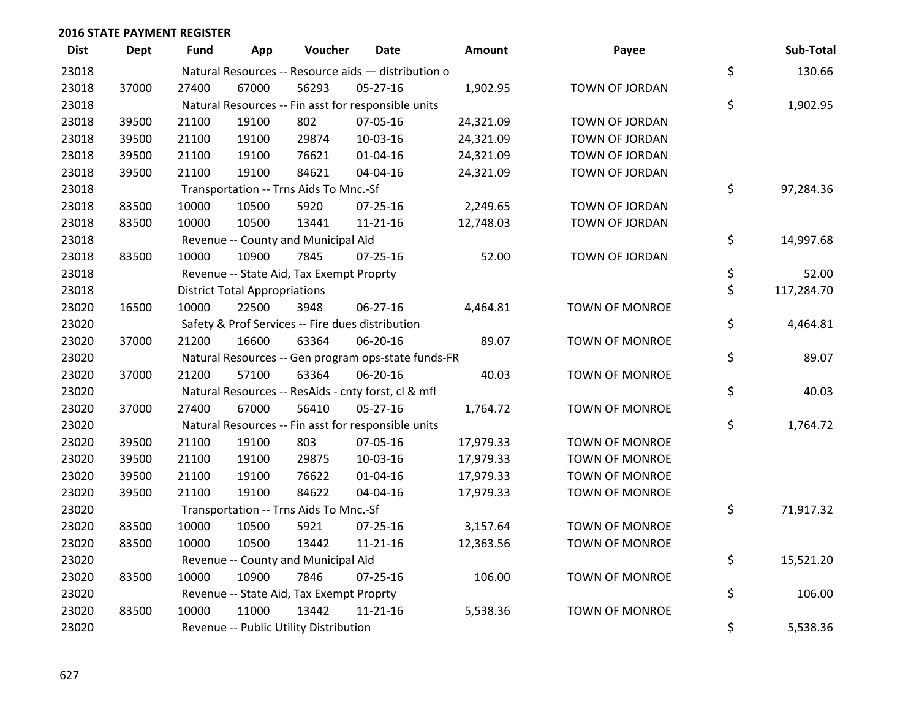## 2016 STATE PAYMENT REGISTER

| Dist | Dept | Fund | App | Voucher | Date | Amount | Payee | | Sub-Total |
|---|---|---|---|---|---|---|---|---|---|
| 23018 | | Natural Resources -- Resource aids — distribution o | | | | | | $ | 130.66 |
| 23018 | 37000 | 27400 | 67000 | 56293 | 05-27-16 | 1,902.95 | TOWN OF JORDAN | | |
| 23018 | | Natural Resources -- Fin asst for responsible units | | | | | | $ | 1,902.95 |
| 23018 | 39500 | 21100 | 19100 | 802 | 07-05-16 | 24,321.09 | TOWN OF JORDAN | | |
| 23018 | 39500 | 21100 | 19100 | 29874 | 10-03-16 | 24,321.09 | TOWN OF JORDAN | | |
| 23018 | 39500 | 21100 | 19100 | 76621 | 01-04-16 | 24,321.09 | TOWN OF JORDAN | | |
| 23018 | 39500 | 21100 | 19100 | 84621 | 04-04-16 | 24,321.09 | TOWN OF JORDAN | | |
| 23018 | | Transportation -- Trns Aids To Mnc.-Sf | | | | | | $ | 97,284.36 |
| 23018 | 83500 | 10000 | 10500 | 5920 | 07-25-16 | 2,249.65 | TOWN OF JORDAN | | |
| 23018 | 83500 | 10000 | 10500 | 13441 | 11-21-16 | 12,748.03 | TOWN OF JORDAN | | |
| 23018 | | Revenue -- County and Municipal Aid | | | | | | $ | 14,997.68 |
| 23018 | 83500 | 10000 | 10900 | 7845 | 07-25-16 | 52.00 | TOWN OF JORDAN | | |
| 23018 | | Revenue -- State Aid, Tax Exempt Proprty | | | | | | $ | 52.00 |
| 23018 | | District Total Appropriations | | | | | | $ | 117,284.70 |
| 23020 | 16500 | 10000 | 22500 | 3948 | 06-27-16 | 4,464.81 | TOWN OF MONROE | | |
| 23020 | | Safety & Prof Services -- Fire dues distribution | | | | | | $ | 4,464.81 |
| 23020 | 37000 | 21200 | 16600 | 63364 | 06-20-16 | 89.07 | TOWN OF MONROE | | |
| 23020 | | Natural Resources -- Gen program ops-state funds-FR | | | | | | $ | 89.07 |
| 23020 | 37000 | 21200 | 57100 | 63364 | 06-20-16 | 40.03 | TOWN OF MONROE | | |
| 23020 | | Natural Resources -- ResAids - cnty forst, cl & mfl | | | | | | $ | 40.03 |
| 23020 | 37000 | 27400 | 67000 | 56410 | 05-27-16 | 1,764.72 | TOWN OF MONROE | | |
| 23020 | | Natural Resources -- Fin asst for responsible units | | | | | | $ | 1,764.72 |
| 23020 | 39500 | 21100 | 19100 | 803 | 07-05-16 | 17,979.33 | TOWN OF MONROE | | |
| 23020 | 39500 | 21100 | 19100 | 29875 | 10-03-16 | 17,979.33 | TOWN OF MONROE | | |
| 23020 | 39500 | 21100 | 19100 | 76622 | 01-04-16 | 17,979.33 | TOWN OF MONROE | | |
| 23020 | 39500 | 21100 | 19100 | 84622 | 04-04-16 | 17,979.33 | TOWN OF MONROE | | |
| 23020 | | Transportation -- Trns Aids To Mnc.-Sf | | | | | | $ | 71,917.32 |
| 23020 | 83500 | 10000 | 10500 | 5921 | 07-25-16 | 3,157.64 | TOWN OF MONROE | | |
| 23020 | 83500 | 10000 | 10500 | 13442 | 11-21-16 | 12,363.56 | TOWN OF MONROE | | |
| 23020 | | Revenue -- County and Municipal Aid | | | | | | $ | 15,521.20 |
| 23020 | 83500 | 10000 | 10900 | 7846 | 07-25-16 | 106.00 | TOWN OF MONROE | | |
| 23020 | | Revenue -- State Aid, Tax Exempt Proprty | | | | | | $ | 106.00 |
| 23020 | 83500 | 10000 | 11000 | 13442 | 11-21-16 | 5,538.36 | TOWN OF MONROE | | |
| 23020 | | Revenue -- Public Utility Distribution | | | | | | $ | 5,538.36 |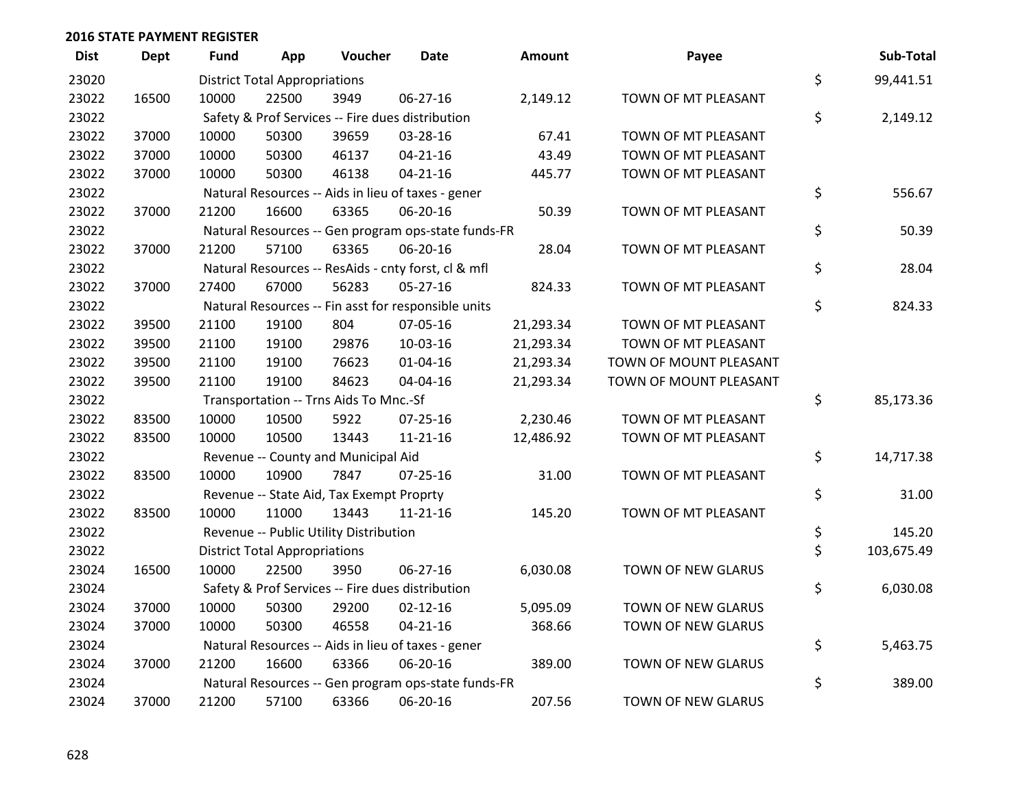## 2016 STATE PAYMENT REGISTER

| Dist | Dept | Fund | App | Voucher | Date | Amount | Payee | | Sub-Total |
|---|---|---|---|---|---|---|---|---|---|
| 23020 | | District Total Appropriations | | | | | | $ | 99,441.51 |
| 23022 | 16500 | 10000 | 22500 | 3949 | 06-27-16 | 2,149.12 | TOWN OF MT PLEASANT | | |
| 23022 | | Safety & Prof Services -- Fire dues distribution | | | | | | $ | 2,149.12 |
| 23022 | 37000 | 10000 | 50300 | 39659 | 03-28-16 | 67.41 | TOWN OF MT PLEASANT | | |
| 23022 | 37000 | 10000 | 50300 | 46137 | 04-21-16 | 43.49 | TOWN OF MT PLEASANT | | |
| 23022 | 37000 | 10000 | 50300 | 46138 | 04-21-16 | 445.77 | TOWN OF MT PLEASANT | | |
| 23022 | | Natural Resources -- Aids in lieu of taxes - gener | | | | | | $ | 556.67 |
| 23022 | 37000 | 21200 | 16600 | 63365 | 06-20-16 | 50.39 | TOWN OF MT PLEASANT | | |
| 23022 | | Natural Resources -- Gen program ops-state funds-FR | | | | | | $ | 50.39 |
| 23022 | 37000 | 21200 | 57100 | 63365 | 06-20-16 | 28.04 | TOWN OF MT PLEASANT | | |
| 23022 | | Natural Resources -- ResAids - cnty forst, cl & mfl | | | | | | $ | 28.04 |
| 23022 | 37000 | 27400 | 67000 | 56283 | 05-27-16 | 824.33 | TOWN OF MT PLEASANT | | |
| 23022 | | Natural Resources -- Fin asst for responsible units | | | | | | $ | 824.33 |
| 23022 | 39500 | 21100 | 19100 | 804 | 07-05-16 | 21,293.34 | TOWN OF MT PLEASANT | | |
| 23022 | 39500 | 21100 | 19100 | 29876 | 10-03-16 | 21,293.34 | TOWN OF MT PLEASANT | | |
| 23022 | 39500 | 21100 | 19100 | 76623 | 01-04-16 | 21,293.34 | TOWN OF MOUNT PLEASANT | | |
| 23022 | 39500 | 21100 | 19100 | 84623 | 04-04-16 | 21,293.34 | TOWN OF MOUNT PLEASANT | | |
| 23022 | | Transportation -- Trns Aids To Mnc.-Sf | | | | | | $ | 85,173.36 |
| 23022 | 83500 | 10000 | 10500 | 5922 | 07-25-16 | 2,230.46 | TOWN OF MT PLEASANT | | |
| 23022 | 83500 | 10000 | 10500 | 13443 | 11-21-16 | 12,486.92 | TOWN OF MT PLEASANT | | |
| 23022 | | Revenue -- County and Municipal Aid | | | | | | $ | 14,717.38 |
| 23022 | 83500 | 10000 | 10900 | 7847 | 07-25-16 | 31.00 | TOWN OF MT PLEASANT | | |
| 23022 | | Revenue -- State Aid, Tax Exempt Proprty | | | | | | $ | 31.00 |
| 23022 | 83500 | 10000 | 11000 | 13443 | 11-21-16 | 145.20 | TOWN OF MT PLEASANT | | |
| 23022 | | Revenue -- Public Utility Distribution | | | | | | $ | 145.20 |
| 23022 | | District Total Appropriations | | | | | | $ | 103,675.49 |
| 23024 | 16500 | 10000 | 22500 | 3950 | 06-27-16 | 6,030.08 | TOWN OF NEW GLARUS | | |
| 23024 | | Safety & Prof Services -- Fire dues distribution | | | | | | $ | 6,030.08 |
| 23024 | 37000 | 10000 | 50300 | 29200 | 02-12-16 | 5,095.09 | TOWN OF NEW GLARUS | | |
| 23024 | 37000 | 10000 | 50300 | 46558 | 04-21-16 | 368.66 | TOWN OF NEW GLARUS | | |
| 23024 | | Natural Resources -- Aids in lieu of taxes - gener | | | | | | $ | 5,463.75 |
| 23024 | 37000 | 21200 | 16600 | 63366 | 06-20-16 | 389.00 | TOWN OF NEW GLARUS | | |
| 23024 | | Natural Resources -- Gen program ops-state funds-FR | | | | | | $ | 389.00 |
| 23024 | 37000 | 21200 | 57100 | 63366 | 06-20-16 | 207.56 | TOWN OF NEW GLARUS | | |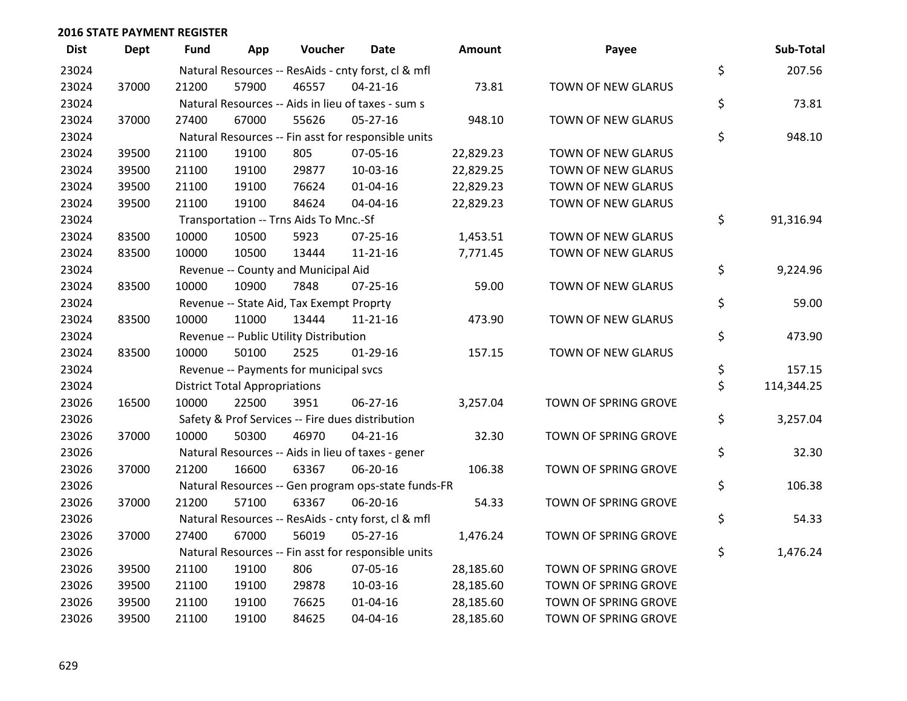**2016 STATE PAYMENT REGISTER**

| Dist | Dept | Fund | App | Voucher | Date | Amount | Payee | | Sub-Total |
|---|---|---|---|---|---|---|---|---|---|
| 23024 | | Natural Resources -- ResAids - cnty forst, cl & mfl | | | | | | $ | 207.56 |
| 23024 | 37000 | 21200 | 57900 | 46557 | 04-21-16 | 73.81 | TOWN OF NEW GLARUS | | |
| 23024 | | Natural Resources -- Aids in lieu of taxes - sum s | | | | | | $ | 73.81 |
| 23024 | 37000 | 27400 | 67000 | 55626 | 05-27-16 | 948.10 | TOWN OF NEW GLARUS | | |
| 23024 | | Natural Resources -- Fin asst for responsible units | | | | | | $ | 948.10 |
| 23024 | 39500 | 21100 | 19100 | 805 | 07-05-16 | 22,829.23 | TOWN OF NEW GLARUS | | |
| 23024 | 39500 | 21100 | 19100 | 29877 | 10-03-16 | 22,829.25 | TOWN OF NEW GLARUS | | |
| 23024 | 39500 | 21100 | 19100 | 76624 | 01-04-16 | 22,829.23 | TOWN OF NEW GLARUS | | |
| 23024 | 39500 | 21100 | 19100 | 84624 | 04-04-16 | 22,829.23 | TOWN OF NEW GLARUS | | |
| 23024 | | Transportation -- Trns Aids To Mnc.-Sf | | | | | | $ | 91,316.94 |
| 23024 | 83500 | 10000 | 10500 | 5923 | 07-25-16 | 1,453.51 | TOWN OF NEW GLARUS | | |
| 23024 | 83500 | 10000 | 10500 | 13444 | 11-21-16 | 7,771.45 | TOWN OF NEW GLARUS | | |
| 23024 | | Revenue -- County and Municipal Aid | | | | | | $ | 9,224.96 |
| 23024 | 83500 | 10000 | 10900 | 7848 | 07-25-16 | 59.00 | TOWN OF NEW GLARUS | | |
| 23024 | | Revenue -- State Aid, Tax Exempt Proprty | | | | | | $ | 59.00 |
| 23024 | 83500 | 10000 | 11000 | 13444 | 11-21-16 | 473.90 | TOWN OF NEW GLARUS | | |
| 23024 | | Revenue -- Public Utility Distribution | | | | | | $ | 473.90 |
| 23024 | 83500 | 10000 | 50100 | 2525 | 01-29-16 | 157.15 | TOWN OF NEW GLARUS | | |
| 23024 | | Revenue -- Payments for municipal svcs | | | | | | $ | 157.15 |
| 23024 | | District Total Appropriations | | | | | | $ | 114,344.25 |
| 23026 | 16500 | 10000 | 22500 | 3951 | 06-27-16 | 3,257.04 | TOWN OF SPRING GROVE | | |
| 23026 | | Safety & Prof Services -- Fire dues distribution | | | | | | $ | 3,257.04 |
| 23026 | 37000 | 10000 | 50300 | 46970 | 04-21-16 | 32.30 | TOWN OF SPRING GROVE | | |
| 23026 | | Natural Resources -- Aids in lieu of taxes - gener | | | | | | $ | 32.30 |
| 23026 | 37000 | 21200 | 16600 | 63367 | 06-20-16 | 106.38 | TOWN OF SPRING GROVE | | |
| 23026 | | Natural Resources -- Gen program ops-state funds-FR | | | | | | $ | 106.38 |
| 23026 | 37000 | 21200 | 57100 | 63367 | 06-20-16 | 54.33 | TOWN OF SPRING GROVE | | |
| 23026 | | Natural Resources -- ResAids - cnty forst, cl & mfl | | | | | | $ | 54.33 |
| 23026 | 37000 | 27400 | 67000 | 56019 | 05-27-16 | 1,476.24 | TOWN OF SPRING GROVE | | |
| 23026 | | Natural Resources -- Fin asst for responsible units | | | | | | $ | 1,476.24 |
| 23026 | 39500 | 21100 | 19100 | 806 | 07-05-16 | 28,185.60 | TOWN OF SPRING GROVE | | |
| 23026 | 39500 | 21100 | 19100 | 29878 | 10-03-16 | 28,185.60 | TOWN OF SPRING GROVE | | |
| 23026 | 39500 | 21100 | 19100 | 76625 | 01-04-16 | 28,185.60 | TOWN OF SPRING GROVE | | |
| 23026 | 39500 | 21100 | 19100 | 84625 | 04-04-16 | 28,185.60 | TOWN OF SPRING GROVE | | |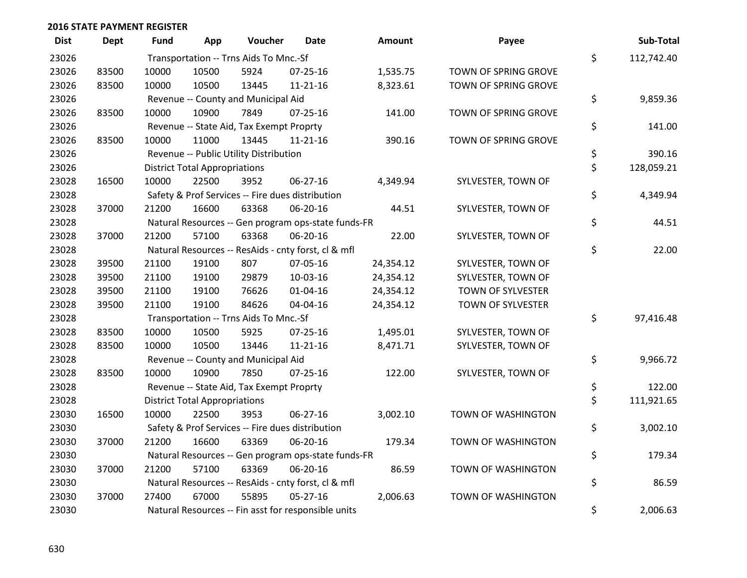## 2016 STATE PAYMENT REGISTER

| Dist | Dept | Fund | App | Voucher | Date | Amount | Payee | Sub-Total |
|---|---|---|---|---|---|---|---|---|
| 23026 | | Transportation -- Trns Aids To Mnc.-Sf | | | | | | $ 112,742.40 |
| 23026 | 83500 | 10000 | 10500 | 5924 | 07-25-16 | 1,535.75 | TOWN OF SPRING GROVE | |
| 23026 | 83500 | 10000 | 10500 | 13445 | 11-21-16 | 8,323.61 | TOWN OF SPRING GROVE | |
| 23026 | | Revenue -- County and Municipal Aid | | | | | | $ 9,859.36 |
| 23026 | 83500 | 10000 | 10900 | 7849 | 07-25-16 | 141.00 | TOWN OF SPRING GROVE | |
| 23026 | | Revenue -- State Aid, Tax Exempt Proprty | | | | | | $ 141.00 |
| 23026 | 83500 | 10000 | 11000 | 13445 | 11-21-16 | 390.16 | TOWN OF SPRING GROVE | |
| 23026 | | Revenue -- Public Utility Distribution | | | | | | $ 390.16 |
| 23026 | | District Total Appropriations | | | | | | $ 128,059.21 |
| 23028 | 16500 | 10000 | 22500 | 3952 | 06-27-16 | 4,349.94 | SYLVESTER, TOWN OF | |
| 23028 | | Safety & Prof Services -- Fire dues distribution | | | | | | $ 4,349.94 |
| 23028 | 37000 | 21200 | 16600 | 63368 | 06-20-16 | 44.51 | SYLVESTER, TOWN OF | |
| 23028 | | Natural Resources -- Gen program ops-state funds-FR | | | | | | $ 44.51 |
| 23028 | 37000 | 21200 | 57100 | 63368 | 06-20-16 | 22.00 | SYLVESTER, TOWN OF | |
| 23028 | | Natural Resources -- ResAids - cnty forst, cl & mfl | | | | | | $ 22.00 |
| 23028 | 39500 | 21100 | 19100 | 807 | 07-05-16 | 24,354.12 | SYLVESTER, TOWN OF | |
| 23028 | 39500 | 21100 | 19100 | 29879 | 10-03-16 | 24,354.12 | SYLVESTER, TOWN OF | |
| 23028 | 39500 | 21100 | 19100 | 76626 | 01-04-16 | 24,354.12 | TOWN OF SYLVESTER | |
| 23028 | 39500 | 21100 | 19100 | 84626 | 04-04-16 | 24,354.12 | TOWN OF SYLVESTER | |
| 23028 | | Transportation -- Trns Aids To Mnc.-Sf | | | | | | $ 97,416.48 |
| 23028 | 83500 | 10000 | 10500 | 5925 | 07-25-16 | 1,495.01 | SYLVESTER, TOWN OF | |
| 23028 | 83500 | 10000 | 10500 | 13446 | 11-21-16 | 8,471.71 | SYLVESTER, TOWN OF | |
| 23028 | | Revenue -- County and Municipal Aid | | | | | | $ 9,966.72 |
| 23028 | 83500 | 10000 | 10900 | 7850 | 07-25-16 | 122.00 | SYLVESTER, TOWN OF | |
| 23028 | | Revenue -- State Aid, Tax Exempt Proprty | | | | | | $ 122.00 |
| 23028 | | District Total Appropriations | | | | | | $ 111,921.65 |
| 23030 | 16500 | 10000 | 22500 | 3953 | 06-27-16 | 3,002.10 | TOWN OF WASHINGTON | |
| 23030 | | Safety & Prof Services -- Fire dues distribution | | | | | | $ 3,002.10 |
| 23030 | 37000 | 21200 | 16600 | 63369 | 06-20-16 | 179.34 | TOWN OF WASHINGTON | |
| 23030 | | Natural Resources -- Gen program ops-state funds-FR | | | | | | $ 179.34 |
| 23030 | 37000 | 21200 | 57100 | 63369 | 06-20-16 | 86.59 | TOWN OF WASHINGTON | |
| 23030 | | Natural Resources -- ResAids - cnty forst, cl & mfl | | | | | | $ 86.59 |
| 23030 | 37000 | 27400 | 67000 | 55895 | 05-27-16 | 2,006.63 | TOWN OF WASHINGTON | |
| 23030 | | Natural Resources -- Fin asst for responsible units | | | | | | $ 2,006.63 |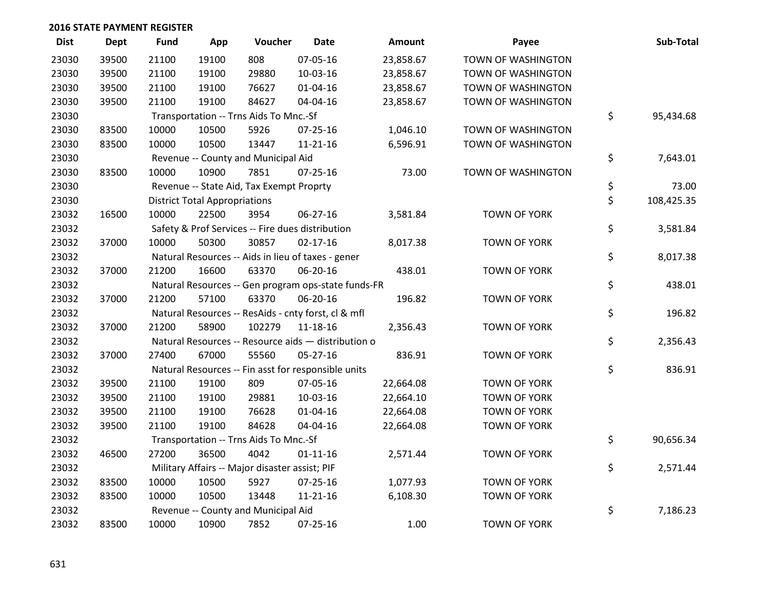## 2016 STATE PAYMENT REGISTER

| Dist | Dept | Fund | App | Voucher | Date | Amount | Payee | Sub-Total |
|---|---|---|---|---|---|---|---|---|
| 23030 | 39500 | 21100 | 19100 | 808 | 07-05-16 | 23,858.67 | TOWN OF WASHINGTON | |
| 23030 | 39500 | 21100 | 19100 | 29880 | 10-03-16 | 23,858.67 | TOWN OF WASHINGTON | |
| 23030 | 39500 | 21100 | 19100 | 76627 | 01-04-16 | 23,858.67 | TOWN OF WASHINGTON | |
| 23030 | 39500 | 21100 | 19100 | 84627 | 04-04-16 | 23,858.67 | TOWN OF WASHINGTON | |
| 23030 | | Transportation -- Trns Aids To Mnc.-Sf | | | | | | $ 95,434.68 |
| 23030 | 83500 | 10000 | 10500 | 5926 | 07-25-16 | 1,046.10 | TOWN OF WASHINGTON | |
| 23030 | 83500 | 10000 | 10500 | 13447 | 11-21-16 | 6,596.91 | TOWN OF WASHINGTON | |
| 23030 | | Revenue -- County and Municipal Aid | | | | | | $ 7,643.01 |
| 23030 | 83500 | 10000 | 10900 | 7851 | 07-25-16 | 73.00 | TOWN OF WASHINGTON | |
| 23030 | | Revenue -- State Aid, Tax Exempt Proprty | | | | | | $ 73.00 |
| 23030 | | District Total Appropriations | | | | | | $ 108,425.35 |
| 23032 | 16500 | 10000 | 22500 | 3954 | 06-27-16 | 3,581.84 | TOWN OF YORK | |
| 23032 | | Safety & Prof Services -- Fire dues distribution | | | | | | $ 3,581.84 |
| 23032 | 37000 | 10000 | 50300 | 30857 | 02-17-16 | 8,017.38 | TOWN OF YORK | |
| 23032 | | Natural Resources -- Aids in lieu of taxes - gener | | | | | | $ 8,017.38 |
| 23032 | 37000 | 21200 | 16600 | 63370 | 06-20-16 | 438.01 | TOWN OF YORK | |
| 23032 | | Natural Resources -- Gen program ops-state funds-FR | | | | | | $ 438.01 |
| 23032 | 37000 | 21200 | 57100 | 63370 | 06-20-16 | 196.82 | TOWN OF YORK | |
| 23032 | | Natural Resources -- ResAids - cnty forst, cl & mfl | | | | | | $ 196.82 |
| 23032 | 37000 | 21200 | 58900 | 102279 | 11-18-16 | 2,356.43 | TOWN OF YORK | |
| 23032 | | Natural Resources -- Resource aids — distribution o | | | | | | $ 2,356.43 |
| 23032 | 37000 | 27400 | 67000 | 55560 | 05-27-16 | 836.91 | TOWN OF YORK | |
| 23032 | | Natural Resources -- Fin asst for responsible units | | | | | | $ 836.91 |
| 23032 | 39500 | 21100 | 19100 | 809 | 07-05-16 | 22,664.08 | TOWN OF YORK | |
| 23032 | 39500 | 21100 | 19100 | 29881 | 10-03-16 | 22,664.10 | TOWN OF YORK | |
| 23032 | 39500 | 21100 | 19100 | 76628 | 01-04-16 | 22,664.08 | TOWN OF YORK | |
| 23032 | 39500 | 21100 | 19100 | 84628 | 04-04-16 | 22,664.08 | TOWN OF YORK | |
| 23032 | | Transportation -- Trns Aids To Mnc.-Sf | | | | | | $ 90,656.34 |
| 23032 | 46500 | 27200 | 36500 | 4042 | 01-11-16 | 2,571.44 | TOWN OF YORK | |
| 23032 | | Military Affairs -- Major disaster assist; PIF | | | | | | $ 2,571.44 |
| 23032 | 83500 | 10000 | 10500 | 5927 | 07-25-16 | 1,077.93 | TOWN OF YORK | |
| 23032 | 83500 | 10000 | 10500 | 13448 | 11-21-16 | 6,108.30 | TOWN OF YORK | |
| 23032 | | Revenue -- County and Municipal Aid | | | | | | $ 7,186.23 |
| 23032 | 83500 | 10000 | 10900 | 7852 | 07-25-16 | 1.00 | TOWN OF YORK | |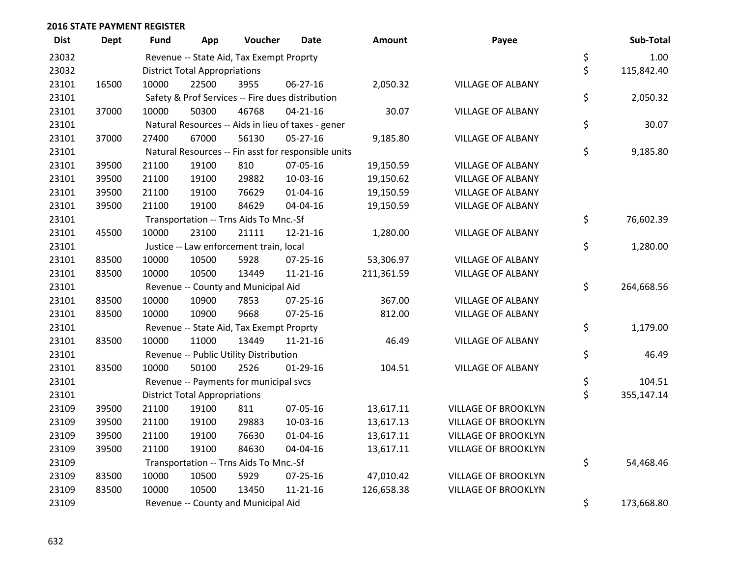## 2016 STATE PAYMENT REGISTER

| Dist | Dept | Fund | App | Voucher | Date | Amount | Payee | | Sub-Total |
|---|---|---|---|---|---|---|---|---|---|
| 23032 | | Revenue -- State Aid, Tax Exempt Proprty | | | | | | $ | 1.00 |
| 23032 | | District Total Appropriations | | | | | | $ | 115,842.40 |
| 23101 | 16500 | 10000 | 22500 | 3955 | 06-27-16 | 2,050.32 | VILLAGE OF ALBANY | | |
| 23101 | | Safety & Prof Services -- Fire dues distribution | | | | | | $ | 2,050.32 |
| 23101 | 37000 | 10000 | 50300 | 46768 | 04-21-16 | 30.07 | VILLAGE OF ALBANY | | |
| 23101 | | Natural Resources -- Aids in lieu of taxes - gener | | | | | | $ | 30.07 |
| 23101 | 37000 | 27400 | 67000 | 56130 | 05-27-16 | 9,185.80 | VILLAGE OF ALBANY | | |
| 23101 | | Natural Resources -- Fin asst for responsible units | | | | | | $ | 9,185.80 |
| 23101 | 39500 | 21100 | 19100 | 810 | 07-05-16 | 19,150.59 | VILLAGE OF ALBANY | | |
| 23101 | 39500 | 21100 | 19100 | 29882 | 10-03-16 | 19,150.62 | VILLAGE OF ALBANY | | |
| 23101 | 39500 | 21100 | 19100 | 76629 | 01-04-16 | 19,150.59 | VILLAGE OF ALBANY | | |
| 23101 | 39500 | 21100 | 19100 | 84629 | 04-04-16 | 19,150.59 | VILLAGE OF ALBANY | | |
| 23101 | | Transportation -- Trns Aids To Mnc.-Sf | | | | | | $ | 76,602.39 |
| 23101 | 45500 | 10000 | 23100 | 21111 | 12-21-16 | 1,280.00 | VILLAGE OF ALBANY | | |
| 23101 | | Justice -- Law enforcement train, local | | | | | | $ | 1,280.00 |
| 23101 | 83500 | 10000 | 10500 | 5928 | 07-25-16 | 53,306.97 | VILLAGE OF ALBANY | | |
| 23101 | 83500 | 10000 | 10500 | 13449 | 11-21-16 | 211,361.59 | VILLAGE OF ALBANY | | |
| 23101 | | Revenue -- County and Municipal Aid | | | | | | $ | 264,668.56 |
| 23101 | 83500 | 10000 | 10900 | 7853 | 07-25-16 | 367.00 | VILLAGE OF ALBANY | | |
| 23101 | 83500 | 10000 | 10900 | 9668 | 07-25-16 | 812.00 | VILLAGE OF ALBANY | | |
| 23101 | | Revenue -- State Aid, Tax Exempt Proprty | | | | | | $ | 1,179.00 |
| 23101 | 83500 | 10000 | 11000 | 13449 | 11-21-16 | 46.49 | VILLAGE OF ALBANY | | |
| 23101 | | Revenue -- Public Utility Distribution | | | | | | $ | 46.49 |
| 23101 | 83500 | 10000 | 50100 | 2526 | 01-29-16 | 104.51 | VILLAGE OF ALBANY | | |
| 23101 | | Revenue -- Payments for municipal svcs | | | | | | $ | 104.51 |
| 23101 | | District Total Appropriations | | | | | | $ | 355,147.14 |
| 23109 | 39500 | 21100 | 19100 | 811 | 07-05-16 | 13,617.11 | VILLAGE OF BROOKLYN | | |
| 23109 | 39500 | 21100 | 19100 | 29883 | 10-03-16 | 13,617.13 | VILLAGE OF BROOKLYN | | |
| 23109 | 39500 | 21100 | 19100 | 76630 | 01-04-16 | 13,617.11 | VILLAGE OF BROOKLYN | | |
| 23109 | 39500 | 21100 | 19100 | 84630 | 04-04-16 | 13,617.11 | VILLAGE OF BROOKLYN | | |
| 23109 | | Transportation -- Trns Aids To Mnc.-Sf | | | | | | $ | 54,468.46 |
| 23109 | 83500 | 10000 | 10500 | 5929 | 07-25-16 | 47,010.42 | VILLAGE OF BROOKLYN | | |
| 23109 | 83500 | 10000 | 10500 | 13450 | 11-21-16 | 126,658.38 | VILLAGE OF BROOKLYN | | |
| 23109 | | Revenue -- County and Municipal Aid | | | | | | $ | 173,668.80 |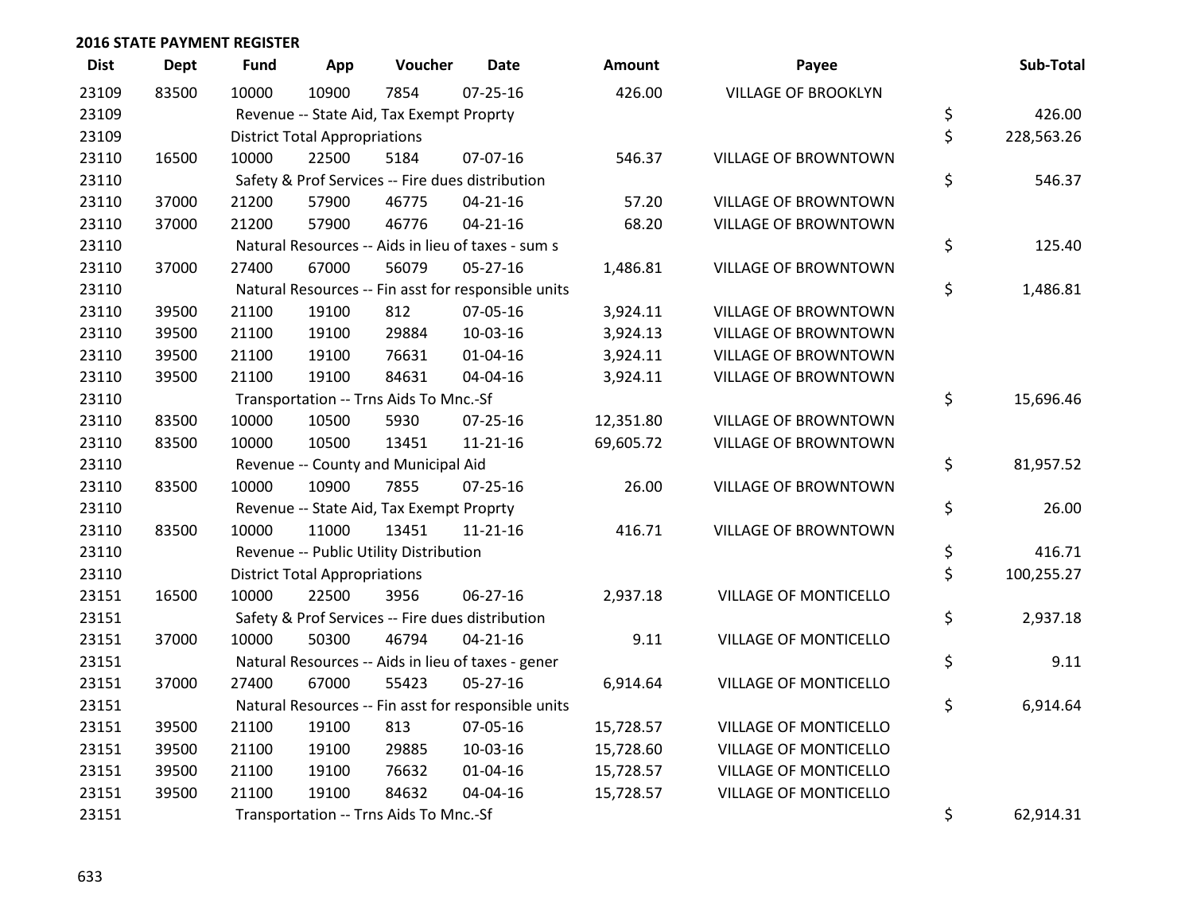## 2016 STATE PAYMENT REGISTER

| Dist | Dept | Fund | App | Voucher | Date | Amount | Payee | Sub-Total |
|---|---|---|---|---|---|---|---|---|
| 23109 | 83500 | 10000 | 10900 | 7854 | 07-25-16 | 426.00 | VILLAGE OF BROOKLYN | |
| 23109 | | Revenue -- State Aid, Tax Exempt Proprty | | | | | | $ 426.00 |
| 23109 | | District Total Appropriations | | | | | | $ 228,563.26 |
| 23110 | 16500 | 10000 | 22500 | 5184 | 07-07-16 | 546.37 | VILLAGE OF BROWNTOWN | |
| 23110 | | Safety & Prof Services -- Fire dues distribution | | | | | | $ 546.37 |
| 23110 | 37000 | 21200 | 57900 | 46775 | 04-21-16 | 57.20 | VILLAGE OF BROWNTOWN | |
| 23110 | 37000 | 21200 | 57900 | 46776 | 04-21-16 | 68.20 | VILLAGE OF BROWNTOWN | |
| 23110 | | Natural Resources -- Aids in lieu of taxes - sum s | | | | | | $ 125.40 |
| 23110 | 37000 | 27400 | 67000 | 56079 | 05-27-16 | 1,486.81 | VILLAGE OF BROWNTOWN | |
| 23110 | | Natural Resources -- Fin asst for responsible units | | | | | | $ 1,486.81 |
| 23110 | 39500 | 21100 | 19100 | 812 | 07-05-16 | 3,924.11 | VILLAGE OF BROWNTOWN | |
| 23110 | 39500 | 21100 | 19100 | 29884 | 10-03-16 | 3,924.13 | VILLAGE OF BROWNTOWN | |
| 23110 | 39500 | 21100 | 19100 | 76631 | 01-04-16 | 3,924.11 | VILLAGE OF BROWNTOWN | |
| 23110 | 39500 | 21100 | 19100 | 84631 | 04-04-16 | 3,924.11 | VILLAGE OF BROWNTOWN | |
| 23110 | | Transportation -- Trns Aids To Mnc.-Sf | | | | | | $ 15,696.46 |
| 23110 | 83500 | 10000 | 10500 | 5930 | 07-25-16 | 12,351.80 | VILLAGE OF BROWNTOWN | |
| 23110 | 83500 | 10000 | 10500 | 13451 | 11-21-16 | 69,605.72 | VILLAGE OF BROWNTOWN | |
| 23110 | | Revenue -- County and Municipal Aid | | | | | | $ 81,957.52 |
| 23110 | 83500 | 10000 | 10900 | 7855 | 07-25-16 | 26.00 | VILLAGE OF BROWNTOWN | |
| 23110 | | Revenue -- State Aid, Tax Exempt Proprty | | | | | | $ 26.00 |
| 23110 | 83500 | 10000 | 11000 | 13451 | 11-21-16 | 416.71 | VILLAGE OF BROWNTOWN | |
| 23110 | | Revenue -- Public Utility Distribution | | | | | | $ 416.71 |
| 23110 | | District Total Appropriations | | | | | | $ 100,255.27 |
| 23151 | 16500 | 10000 | 22500 | 3956 | 06-27-16 | 2,937.18 | VILLAGE OF MONTICELLO | |
| 23151 | | Safety & Prof Services -- Fire dues distribution | | | | | | $ 2,937.18 |
| 23151 | 37000 | 10000 | 50300 | 46794 | 04-21-16 | 9.11 | VILLAGE OF MONTICELLO | |
| 23151 | | Natural Resources -- Aids in lieu of taxes - gener | | | | | | $ 9.11 |
| 23151 | 37000 | 27400 | 67000 | 55423 | 05-27-16 | 6,914.64 | VILLAGE OF MONTICELLO | |
| 23151 | | Natural Resources -- Fin asst for responsible units | | | | | | $ 6,914.64 |
| 23151 | 39500 | 21100 | 19100 | 813 | 07-05-16 | 15,728.57 | VILLAGE OF MONTICELLO | |
| 23151 | 39500 | 21100 | 19100 | 29885 | 10-03-16 | 15,728.60 | VILLAGE OF MONTICELLO | |
| 23151 | 39500 | 21100 | 19100 | 76632 | 01-04-16 | 15,728.57 | VILLAGE OF MONTICELLO | |
| 23151 | 39500 | 21100 | 19100 | 84632 | 04-04-16 | 15,728.57 | VILLAGE OF MONTICELLO | |
| 23151 | | Transportation -- Trns Aids To Mnc.-Sf | | | | | | $ 62,914.31 |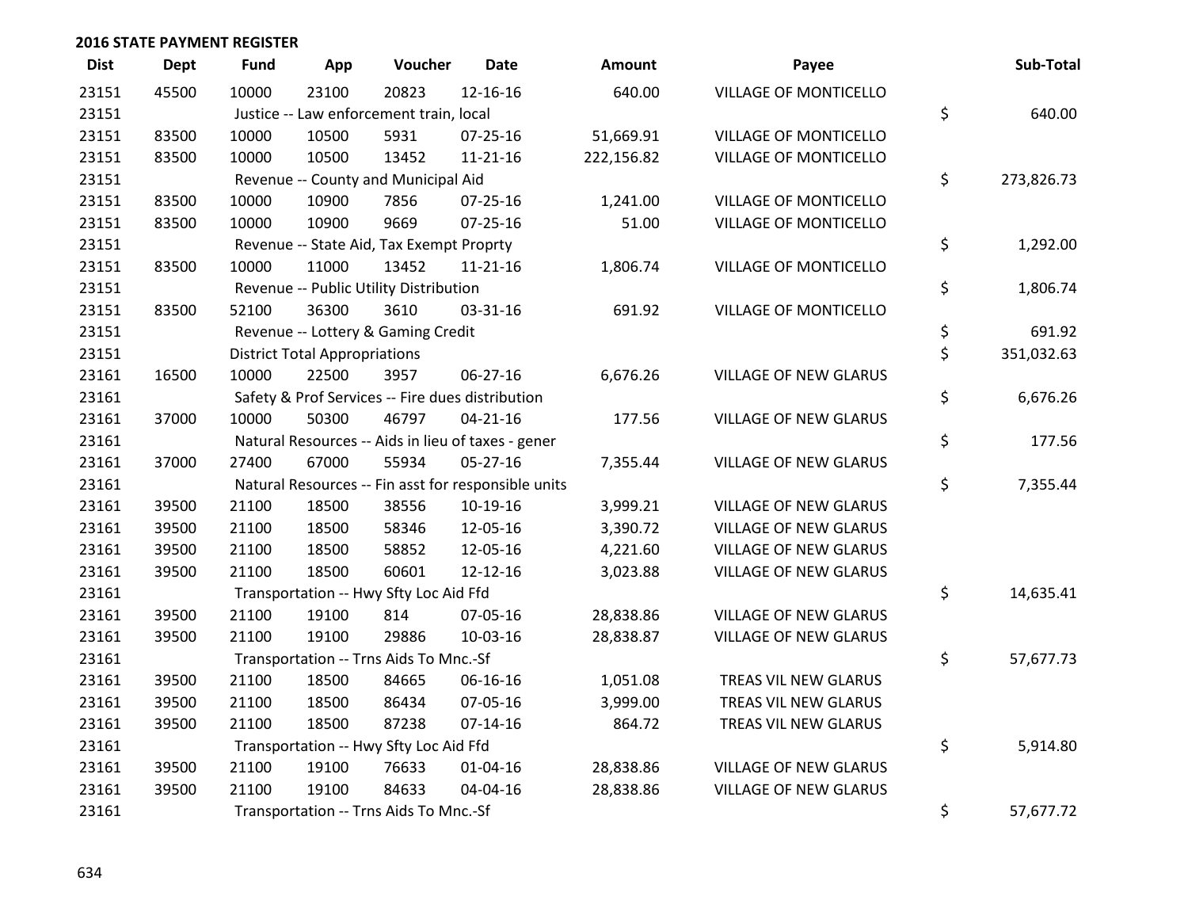## 2016 STATE PAYMENT REGISTER

| Dist | Dept | Fund | App | Voucher | Date | Amount | Payee | Sub-Total |
|---|---|---|---|---|---|---|---|---|
| 23151 | 45500 | 10000 | 23100 | 20823 | 12-16-16 | 640.00 | VILLAGE OF MONTICELLO | |
| 23151 | | Justice -- Law enforcement train, local | | | | | | $ 640.00 |
| 23151 | 83500 | 10000 | 10500 | 5931 | 07-25-16 | 51,669.91 | VILLAGE OF MONTICELLO | |
| 23151 | 83500 | 10000 | 10500 | 13452 | 11-21-16 | 222,156.82 | VILLAGE OF MONTICELLO | |
| 23151 | | Revenue -- County and Municipal Aid | | | | | | $ 273,826.73 |
| 23151 | 83500 | 10000 | 10900 | 7856 | 07-25-16 | 1,241.00 | VILLAGE OF MONTICELLO | |
| 23151 | 83500 | 10000 | 10900 | 9669 | 07-25-16 | 51.00 | VILLAGE OF MONTICELLO | |
| 23151 | | Revenue -- State Aid, Tax Exempt Proprty | | | | | | $ 1,292.00 |
| 23151 | 83500 | 10000 | 11000 | 13452 | 11-21-16 | 1,806.74 | VILLAGE OF MONTICELLO | |
| 23151 | | Revenue -- Public Utility Distribution | | | | | | $ 1,806.74 |
| 23151 | 83500 | 52100 | 36300 | 3610 | 03-31-16 | 691.92 | VILLAGE OF MONTICELLO | |
| 23151 | | Revenue -- Lottery & Gaming Credit | | | | | | $ 691.92 |
| 23151 | | District Total Appropriations | | | | | | $ 351,032.63 |
| 23161 | 16500 | 10000 | 22500 | 3957 | 06-27-16 | 6,676.26 | VILLAGE OF NEW GLARUS | |
| 23161 | | Safety & Prof Services -- Fire dues distribution | | | | | | $ 6,676.26 |
| 23161 | 37000 | 10000 | 50300 | 46797 | 04-21-16 | 177.56 | VILLAGE OF NEW GLARUS | |
| 23161 | | Natural Resources -- Aids in lieu of taxes - gener | | | | | | $ 177.56 |
| 23161 | 37000 | 27400 | 67000 | 55934 | 05-27-16 | 7,355.44 | VILLAGE OF NEW GLARUS | |
| 23161 | | Natural Resources -- Fin asst for responsible units | | | | | | $ 7,355.44 |
| 23161 | 39500 | 21100 | 18500 | 38556 | 10-19-16 | 3,999.21 | VILLAGE OF NEW GLARUS | |
| 23161 | 39500 | 21100 | 18500 | 58346 | 12-05-16 | 3,390.72 | VILLAGE OF NEW GLARUS | |
| 23161 | 39500 | 21100 | 18500 | 58852 | 12-05-16 | 4,221.60 | VILLAGE OF NEW GLARUS | |
| 23161 | 39500 | 21100 | 18500 | 60601 | 12-12-16 | 3,023.88 | VILLAGE OF NEW GLARUS | |
| 23161 | | Transportation -- Hwy Sfty Loc Aid Ffd | | | | | | $ 14,635.41 |
| 23161 | 39500 | 21100 | 19100 | 814 | 07-05-16 | 28,838.86 | VILLAGE OF NEW GLARUS | |
| 23161 | 39500 | 21100 | 19100 | 29886 | 10-03-16 | 28,838.87 | VILLAGE OF NEW GLARUS | |
| 23161 | | Transportation -- Trns Aids To Mnc.-Sf | | | | | | $ 57,677.73 |
| 23161 | 39500 | 21100 | 18500 | 84665 | 06-16-16 | 1,051.08 | TREAS VIL NEW GLARUS | |
| 23161 | 39500 | 21100 | 18500 | 86434 | 07-05-16 | 3,999.00 | TREAS VIL NEW GLARUS | |
| 23161 | 39500 | 21100 | 18500 | 87238 | 07-14-16 | 864.72 | TREAS VIL NEW GLARUS | |
| 23161 | | Transportation -- Hwy Sfty Loc Aid Ffd | | | | | | $ 5,914.80 |
| 23161 | 39500 | 21100 | 19100 | 76633 | 01-04-16 | 28,838.86 | VILLAGE OF NEW GLARUS | |
| 23161 | 39500 | 21100 | 19100 | 84633 | 04-04-16 | 28,838.86 | VILLAGE OF NEW GLARUS | |
| 23161 | | Transportation -- Trns Aids To Mnc.-Sf | | | | | | $ 57,677.72 |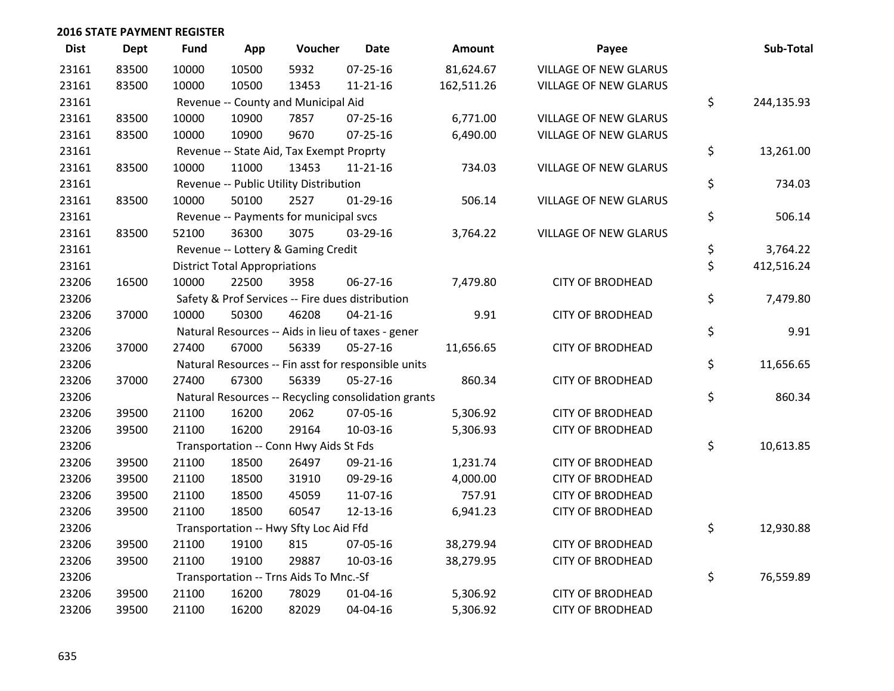## 2016 STATE PAYMENT REGISTER

| Dist | Dept | Fund | App | Voucher | Date | Amount | Payee | Sub-Total |
|---|---|---|---|---|---|---|---|---|
| 23161 | 83500 | 10000 | 10500 | 5932 | 07-25-16 | 81,624.67 | VILLAGE OF NEW GLARUS | |
| 23161 | 83500 | 10000 | 10500 | 13453 | 11-21-16 | 162,511.26 | VILLAGE OF NEW GLARUS | |
| 23161 | | Revenue -- County and Municipal Aid | | | | | | $ 244,135.93 |
| 23161 | 83500 | 10000 | 10900 | 7857 | 07-25-16 | 6,771.00 | VILLAGE OF NEW GLARUS | |
| 23161 | 83500 | 10000 | 10900 | 9670 | 07-25-16 | 6,490.00 | VILLAGE OF NEW GLARUS | |
| 23161 | | Revenue -- State Aid, Tax Exempt Proprty | | | | | | $ 13,261.00 |
| 23161 | 83500 | 10000 | 11000 | 13453 | 11-21-16 | 734.03 | VILLAGE OF NEW GLARUS | |
| 23161 | | Revenue -- Public Utility Distribution | | | | | | $ 734.03 |
| 23161 | 83500 | 10000 | 50100 | 2527 | 01-29-16 | 506.14 | VILLAGE OF NEW GLARUS | |
| 23161 | | Revenue -- Payments for municipal svcs | | | | | | $ 506.14 |
| 23161 | 83500 | 52100 | 36300 | 3075 | 03-29-16 | 3,764.22 | VILLAGE OF NEW GLARUS | |
| 23161 | | Revenue -- Lottery & Gaming Credit | | | | | | $ 3,764.22 |
| 23161 | | District Total Appropriations | | | | | | $ 412,516.24 |
| 23206 | 16500 | 10000 | 22500 | 3958 | 06-27-16 | 7,479.80 | CITY OF BRODHEAD | |
| 23206 | | Safety & Prof Services -- Fire dues distribution | | | | | | $ 7,479.80 |
| 23206 | 37000 | 10000 | 50300 | 46208 | 04-21-16 | 9.91 | CITY OF BRODHEAD | |
| 23206 | | Natural Resources -- Aids in lieu of taxes - gener | | | | | | $ 9.91 |
| 23206 | 37000 | 27400 | 67000 | 56339 | 05-27-16 | 11,656.65 | CITY OF BRODHEAD | |
| 23206 | | Natural Resources -- Fin asst for responsible units | | | | | | $ 11,656.65 |
| 23206 | 37000 | 27400 | 67300 | 56339 | 05-27-16 | 860.34 | CITY OF BRODHEAD | |
| 23206 | | Natural Resources -- Recycling consolidation grants | | | | | | $ 860.34 |
| 23206 | 39500 | 21100 | 16200 | 2062 | 07-05-16 | 5,306.92 | CITY OF BRODHEAD | |
| 23206 | 39500 | 21100 | 16200 | 29164 | 10-03-16 | 5,306.93 | CITY OF BRODHEAD | |
| 23206 | | Transportation -- Conn Hwy Aids St Fds | | | | | | $ 10,613.85 |
| 23206 | 39500 | 21100 | 18500 | 26497 | 09-21-16 | 1,231.74 | CITY OF BRODHEAD | |
| 23206 | 39500 | 21100 | 18500 | 31910 | 09-29-16 | 4,000.00 | CITY OF BRODHEAD | |
| 23206 | 39500 | 21100 | 18500 | 45059 | 11-07-16 | 757.91 | CITY OF BRODHEAD | |
| 23206 | 39500 | 21100 | 18500 | 60547 | 12-13-16 | 6,941.23 | CITY OF BRODHEAD | |
| 23206 | | Transportation -- Hwy Sfty Loc Aid Ffd | | | | | | $ 12,930.88 |
| 23206 | 39500 | 21100 | 19100 | 815 | 07-05-16 | 38,279.94 | CITY OF BRODHEAD | |
| 23206 | 39500 | 21100 | 19100 | 29887 | 10-03-16 | 38,279.95 | CITY OF BRODHEAD | |
| 23206 | | Transportation -- Trns Aids To Mnc.-Sf | | | | | | $ 76,559.89 |
| 23206 | 39500 | 21100 | 16200 | 78029 | 01-04-16 | 5,306.92 | CITY OF BRODHEAD | |
| 23206 | 39500 | 21100 | 16200 | 82029 | 04-04-16 | 5,306.92 | CITY OF BRODHEAD | |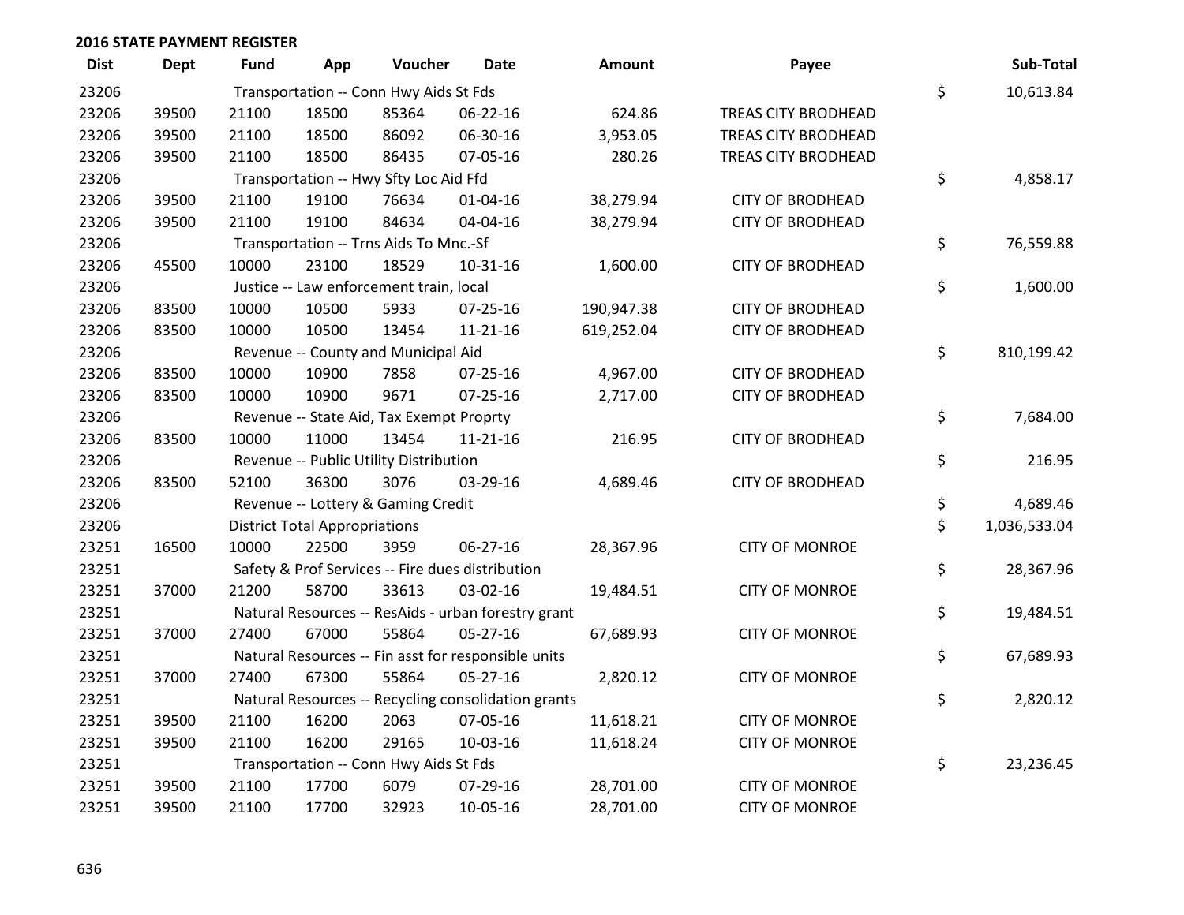**2016 STATE PAYMENT REGISTER**

| Dist | Dept | Fund | App | Voucher | Date | Amount | Payee | Sub-Total |
|---|---|---|---|---|---|---|---|---|
| 23206 | | Transportation -- Conn Hwy Aids St Fds | | | | | | $ 10,613.84 |
| 23206 | 39500 | 21100 | 18500 | 85364 | 06-22-16 | 624.86 | TREAS CITY BRODHEAD | |
| 23206 | 39500 | 21100 | 18500 | 86092 | 06-30-16 | 3,953.05 | TREAS CITY BRODHEAD | |
| 23206 | 39500 | 21100 | 18500 | 86435 | 07-05-16 | 280.26 | TREAS CITY BRODHEAD | |
| 23206 | | Transportation -- Hwy Sfty Loc Aid Ffd | | | | | | $ 4,858.17 |
| 23206 | 39500 | 21100 | 19100 | 76634 | 01-04-16 | 38,279.94 | CITY OF BRODHEAD | |
| 23206 | 39500 | 21100 | 19100 | 84634 | 04-04-16 | 38,279.94 | CITY OF BRODHEAD | |
| 23206 | | Transportation -- Trns Aids To Mnc.-Sf | | | | | | $ 76,559.88 |
| 23206 | 45500 | 10000 | 23100 | 18529 | 10-31-16 | 1,600.00 | CITY OF BRODHEAD | |
| 23206 | | Justice -- Law enforcement train, local | | | | | | $ 1,600.00 |
| 23206 | 83500 | 10000 | 10500 | 5933 | 07-25-16 | 190,947.38 | CITY OF BRODHEAD | |
| 23206 | 83500 | 10000 | 10500 | 13454 | 11-21-16 | 619,252.04 | CITY OF BRODHEAD | |
| 23206 | | Revenue -- County and Municipal Aid | | | | | | $ 810,199.42 |
| 23206 | 83500 | 10000 | 10900 | 7858 | 07-25-16 | 4,967.00 | CITY OF BRODHEAD | |
| 23206 | 83500 | 10000 | 10900 | 9671 | 07-25-16 | 2,717.00 | CITY OF BRODHEAD | |
| 23206 | | Revenue -- State Aid, Tax Exempt Proprty | | | | | | $ 7,684.00 |
| 23206 | 83500 | 10000 | 11000 | 13454 | 11-21-16 | 216.95 | CITY OF BRODHEAD | |
| 23206 | | Revenue -- Public Utility Distribution | | | | | | $ 216.95 |
| 23206 | 83500 | 52100 | 36300 | 3076 | 03-29-16 | 4,689.46 | CITY OF BRODHEAD | |
| 23206 | | Revenue -- Lottery & Gaming Credit | | | | | | $ 4,689.46 |
| 23206 | | District Total Appropriations | | | | | | $ 1,036,533.04 |
| 23251 | 16500 | 10000 | 22500 | 3959 | 06-27-16 | 28,367.96 | CITY OF MONROE | |
| 23251 | | Safety & Prof Services -- Fire dues distribution | | | | | | $ 28,367.96 |
| 23251 | 37000 | 21200 | 58700 | 33613 | 03-02-16 | 19,484.51 | CITY OF MONROE | |
| 23251 | | Natural Resources -- ResAids - urban forestry grant | | | | | | $ 19,484.51 |
| 23251 | 37000 | 27400 | 67000 | 55864 | 05-27-16 | 67,689.93 | CITY OF MONROE | |
| 23251 | | Natural Resources -- Fin asst for responsible units | | | | | | $ 67,689.93 |
| 23251 | 37000 | 27400 | 67300 | 55864 | 05-27-16 | 2,820.12 | CITY OF MONROE | |
| 23251 | | Natural Resources -- Recycling consolidation grants | | | | | | $ 2,820.12 |
| 23251 | 39500 | 21100 | 16200 | 2063 | 07-05-16 | 11,618.21 | CITY OF MONROE | |
| 23251 | 39500 | 21100 | 16200 | 29165 | 10-03-16 | 11,618.24 | CITY OF MONROE | |
| 23251 | | Transportation -- Conn Hwy Aids St Fds | | | | | | $ 23,236.45 |
| 23251 | 39500 | 21100 | 17700 | 6079 | 07-29-16 | 28,701.00 | CITY OF MONROE | |
| 23251 | 39500 | 21100 | 17700 | 32923 | 10-05-16 | 28,701.00 | CITY OF MONROE | |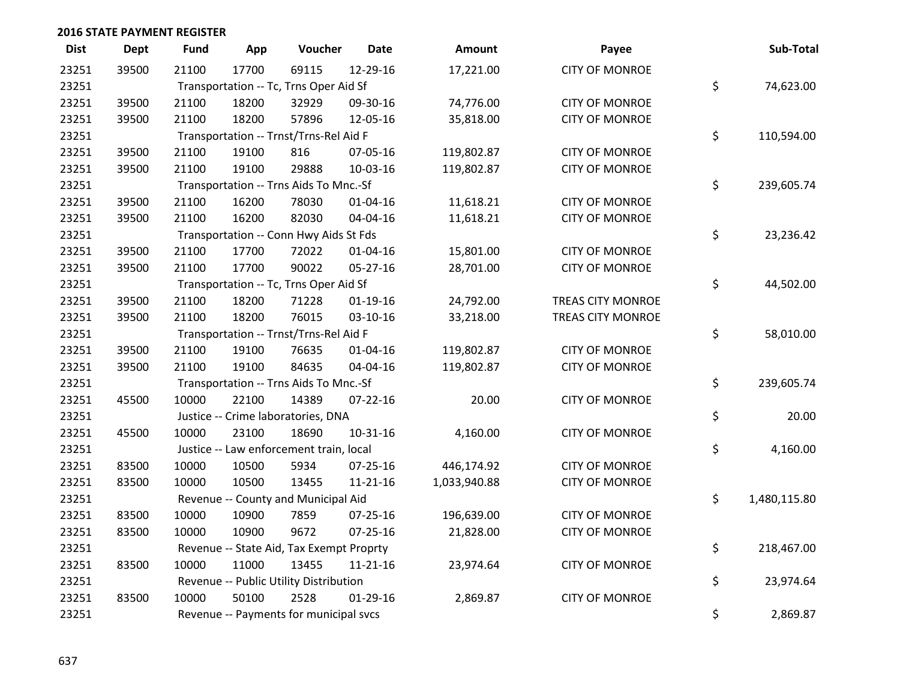## 2016 STATE PAYMENT REGISTER

| Dist | Dept | Fund | App | Voucher | Date | Amount | Payee | Sub-Total |
|---|---|---|---|---|---|---|---|---|
| 23251 | 39500 | 21100 | 17700 | 69115 | 12-29-16 | 17,221.00 | CITY OF MONROE | |
| 23251 | | Transportation -- Tc, Trns Oper Aid Sf | | | | | | $ 74,623.00 |
| 23251 | 39500 | 21100 | 18200 | 32929 | 09-30-16 | 74,776.00 | CITY OF MONROE | |
| 23251 | 39500 | 21100 | 18200 | 57896 | 12-05-16 | 35,818.00 | CITY OF MONROE | |
| 23251 | | Transportation -- Trnst/Trns-Rel Aid F | | | | | | $ 110,594.00 |
| 23251 | 39500 | 21100 | 19100 | 816 | 07-05-16 | 119,802.87 | CITY OF MONROE | |
| 23251 | 39500 | 21100 | 19100 | 29888 | 10-03-16 | 119,802.87 | CITY OF MONROE | |
| 23251 | | Transportation -- Trns Aids To Mnc.-Sf | | | | | | $ 239,605.74 |
| 23251 | 39500 | 21100 | 16200 | 78030 | 01-04-16 | 11,618.21 | CITY OF MONROE | |
| 23251 | 39500 | 21100 | 16200 | 82030 | 04-04-16 | 11,618.21 | CITY OF MONROE | |
| 23251 | | Transportation -- Conn Hwy Aids St Fds | | | | | | $ 23,236.42 |
| 23251 | 39500 | 21100 | 17700 | 72022 | 01-04-16 | 15,801.00 | CITY OF MONROE | |
| 23251 | 39500 | 21100 | 17700 | 90022 | 05-27-16 | 28,701.00 | CITY OF MONROE | |
| 23251 | | Transportation -- Tc, Trns Oper Aid Sf | | | | | | $ 44,502.00 |
| 23251 | 39500 | 21100 | 18200 | 71228 | 01-19-16 | 24,792.00 | TREAS CITY MONROE | |
| 23251 | 39500 | 21100 | 18200 | 76015 | 03-10-16 | 33,218.00 | TREAS CITY MONROE | |
| 23251 | | Transportation -- Trnst/Trns-Rel Aid F | | | | | | $ 58,010.00 |
| 23251 | 39500 | 21100 | 19100 | 76635 | 01-04-16 | 119,802.87 | CITY OF MONROE | |
| 23251 | 39500 | 21100 | 19100 | 84635 | 04-04-16 | 119,802.87 | CITY OF MONROE | |
| 23251 | | Transportation -- Trns Aids To Mnc.-Sf | | | | | | $ 239,605.74 |
| 23251 | 45500 | 10000 | 22100 | 14389 | 07-22-16 | 20.00 | CITY OF MONROE | |
| 23251 | | Justice -- Crime laboratories, DNA | | | | | | $ 20.00 |
| 23251 | 45500 | 10000 | 23100 | 18690 | 10-31-16 | 4,160.00 | CITY OF MONROE | |
| 23251 | | Justice -- Law enforcement train, local | | | | | | $ 4,160.00 |
| 23251 | 83500 | 10000 | 10500 | 5934 | 07-25-16 | 446,174.92 | CITY OF MONROE | |
| 23251 | 83500 | 10000 | 10500 | 13455 | 11-21-16 | 1,033,940.88 | CITY OF MONROE | |
| 23251 | | Revenue -- County and Municipal Aid | | | | | | $ 1,480,115.80 |
| 23251 | 83500 | 10000 | 10900 | 7859 | 07-25-16 | 196,639.00 | CITY OF MONROE | |
| 23251 | 83500 | 10000 | 10900 | 9672 | 07-25-16 | 21,828.00 | CITY OF MONROE | |
| 23251 | | Revenue -- State Aid, Tax Exempt Proprty | | | | | | $ 218,467.00 |
| 23251 | 83500 | 10000 | 11000 | 13455 | 11-21-16 | 23,974.64 | CITY OF MONROE | |
| 23251 | | Revenue -- Public Utility Distribution | | | | | | $ 23,974.64 |
| 23251 | 83500 | 10000 | 50100 | 2528 | 01-29-16 | 2,869.87 | CITY OF MONROE | |
| 23251 | | Revenue -- Payments for municipal svcs | | | | | | $ 2,869.87 |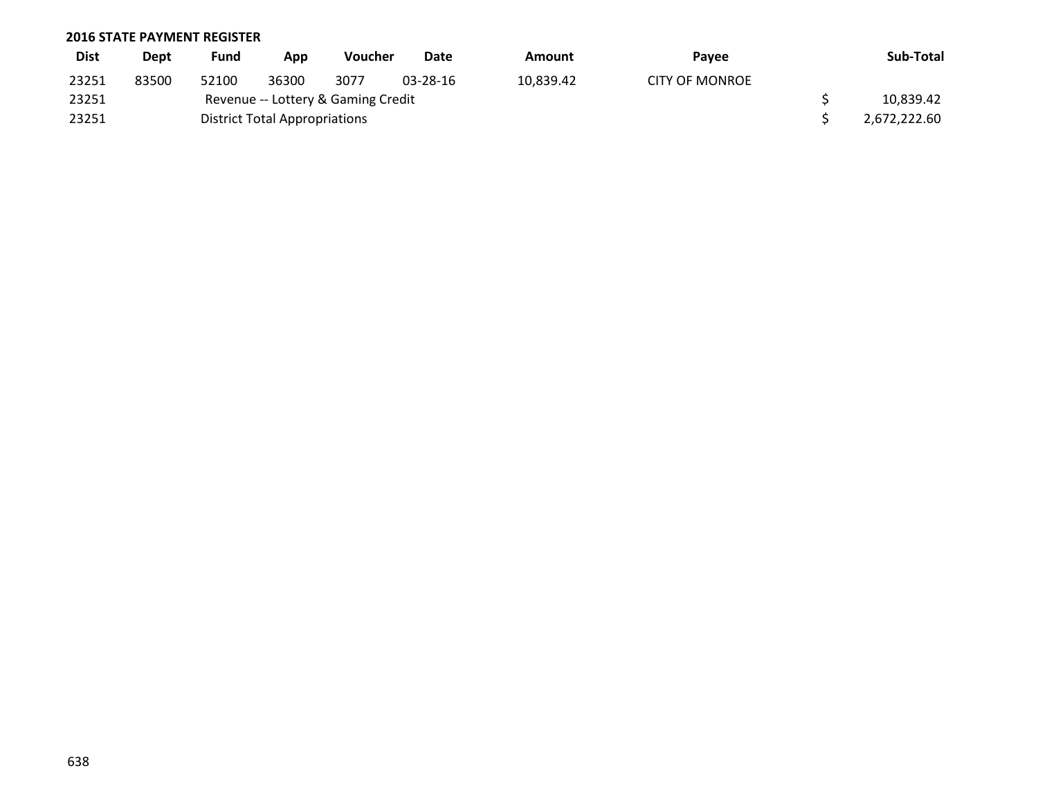**2016 STATE PAYMENT REGISTER**

| Dist | Dept | Fund | App | Voucher | Date | Amount | Payee | Sub-Total |
|---|---|---|---|---|---|---|---|---|
| 23251 | 83500 | 52100 | 36300 | 3077 | 03-28-16 | 10,839.42 | CITY OF MONROE | |
| 23251 | | Revenue -- Lottery & Gaming Credit | | | | | | $ 10,839.42 |
| 23251 | | District Total Appropriations | | | | | | $ 2,672,222.60 |